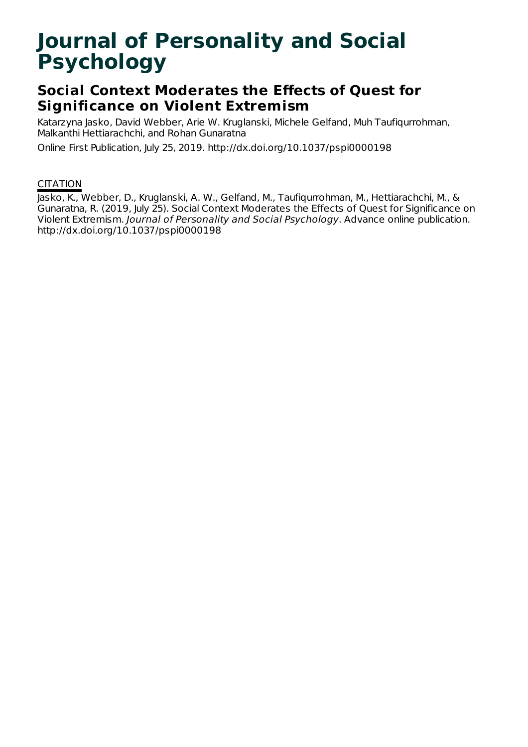# Journal of Personality and Social Psychology

## Social Context Moderates the Effects of Quest for Significance on Violent Extremism

Katarzyna Jasko, David Webber, Arie W. Kruglanski, Michele Gelfand, Muh Taufiqurrohman, Malkanthi Hettiarachchi, and Rohan Gunaratna

Online First Publication, July 25, 2019. http://dx.doi.org/10.1037/pspi0000198

CITATION

Jasko, K., Webber, D., Kruglanski, A. W., Gelfand, M., Taufiqurrohman, M., Hettiarachchi, M., & Gunaratna, R. (2019, July 25). Social Context Moderates the Effects of Quest for Significance on Violent Extremism. *Journal of Personality and Social Psychology*. Advance online publication. http://dx.doi.org/10.1037/pspi0000198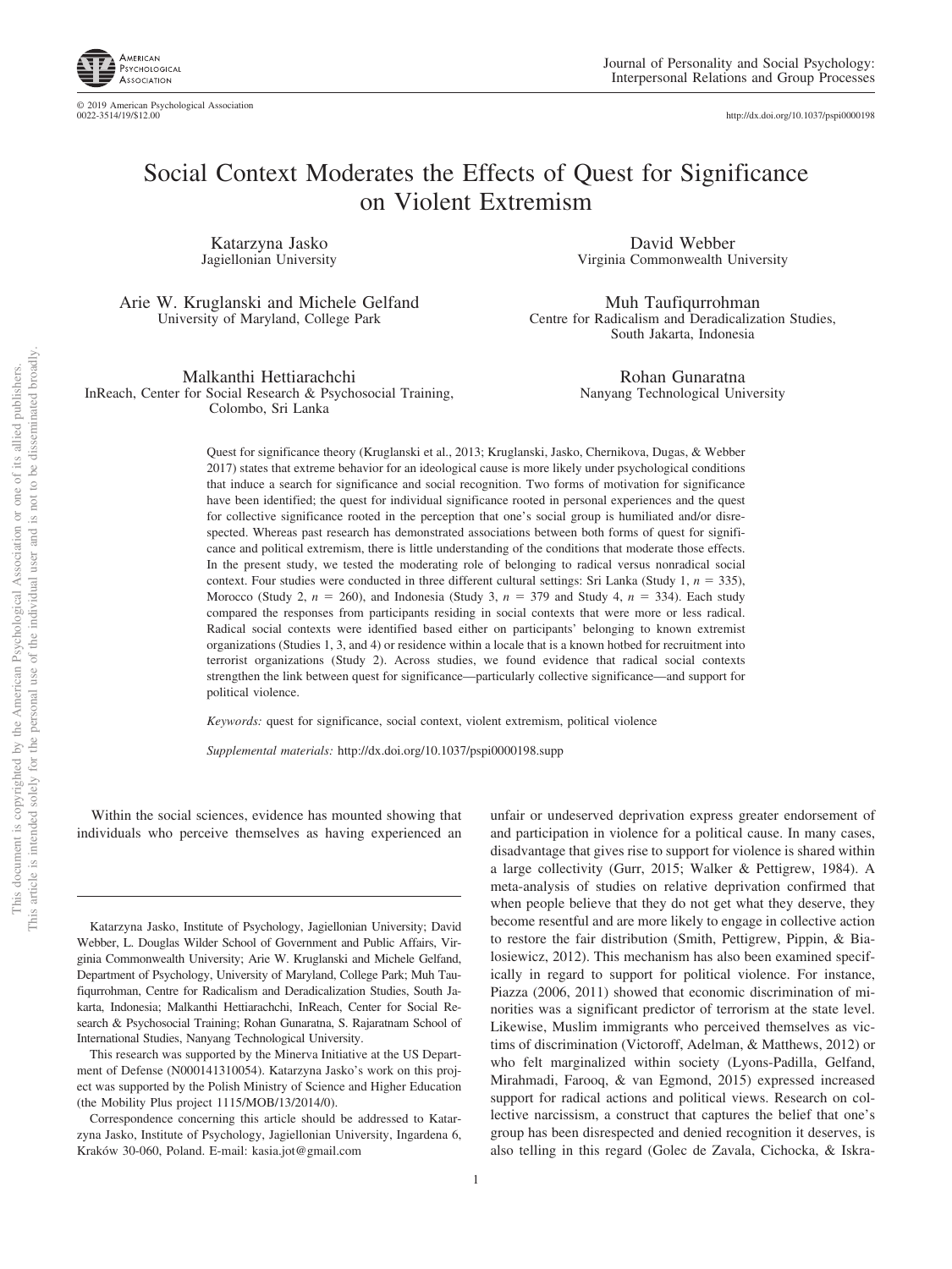# Social Context Moderates the Effects of Quest for Significance on Violent Extremism

Katarzyna Jasko
Jagiellonian University

David Webber
Virginia Commonwealth University

Arie W. Kruglanski and Michele Gelfand
University of Maryland, College Park

Muh Taufiqurrohman
Centre for Radicalism and Deradicalization Studies, South Jakarta, Indonesia

Malkanthi Hettiarachchi
InReach, Center for Social Research & Psychosocial Training, Colombo, Sri Lanka

Rohan Gunaratna
Nanyang Technological University

Quest for significance theory (Kruglanski et al., 2013; Kruglanski, Jasko, Chernikova, Dugas, & Webber 2017) states that extreme behavior for an ideological cause is more likely under psychological conditions that induce a search for significance and social recognition. Two forms of motivation for significance have been identified; the quest for individual significance rooted in personal experiences and the quest for collective significance rooted in the perception that one's social group is humiliated and/or disrespected. Whereas past research has demonstrated associations between both forms of quest for significance and political extremism, there is little understanding of the conditions that moderate those effects. In the present study, we tested the moderating role of belonging to radical versus nonradical social context. Four studies were conducted in three different cultural settings: Sri Lanka (Study 1, $n = 335$), Morocco (Study 2, $n = 260$), and Indonesia (Study 3, $n = 379$ and Study 4, $n = 334$). Each study compared the responses from participants residing in social contexts that were more or less radical. Radical social contexts were identified based either on participants' belonging to known extremist organizations (Studies 1, 3, and 4) or residence within a locale that is a known hotbed for recruitment into terrorist organizations (Study 2). Across studies, we found evidence that radical social contexts strengthen the link between quest for significance—particularly collective significance—and support for political violence.

*Keywords:* quest for significance, social context, violent extremism, political violence

*Supplemental materials:* http://dx.doi.org/10.1037/pspi0000198.supp

Within the social sciences, evidence has mounted showing that individuals who perceive themselves as having experienced an unfair or undeserved deprivation express greater endorsement of and participation in violence for a political cause. In many cases, disadvantage that gives rise to support for violence is shared within a large collectivity (Gurr, 2015; Walker & Pettigrew, 1984). A meta-analysis of studies on relative deprivation confirmed that when people believe that they do not get what they deserve, they become resentful and are more likely to engage in collective action to restore the fair distribution (Smith, Pettigrew, Pippin, & Bialosiewicz, 2012). This mechanism has also been examined specifically in regard to support for political violence. For instance, Piazza (2006, 2011) showed that economic discrimination of minorities was a significant predictor of terrorism at the state level. Likewise, Muslim immigrants who perceived themselves as victims of discrimination (Victoroff, Adelman, & Matthews, 2012) or who felt marginalized within society (Lyons-Padilla, Gelfand, Mirahmadi, Farooq, & van Egmond, 2015) expressed increased support for radical actions and political views. Research on collective narcissism, a construct that captures the belief that one's group has been disrespected and denied recognition it deserves, is also telling in this regard (Golec de Zavala, Cichocka, & Iskra-

Katarzyna Jasko, Institute of Psychology, Jagiellonian University; David Webber, L. Douglas Wilder School of Government and Public Affairs, Virginia Commonwealth University; Arie W. Kruglanski and Michele Gelfand, Department of Psychology, University of Maryland, College Park; Muh Taufiqurrohman, Centre for Radicalism and Deradicalization Studies, South Jakarta, Indonesia; Malkanthi Hettiarachchi, InReach, Center for Social Research & Psychosocial Training; Rohan Gunaratna, S. Rajaratnam School of International Studies, Nanyang Technological University.

This research was supported by the Minerva Initiative at the US Department of Defense (N000141310054). Katarzyna Jasko's work on this project was supported by the Polish Ministry of Science and Higher Education (the Mobility Plus project 1115/MOB/13/2014/0).

Correspondence concerning this article should be addressed to Katarzyna Jasko, Institute of Psychology, Jagiellonian University, Ingardena 6, Kraków 30-060, Poland. E-mail: kasia.jot@gmail.com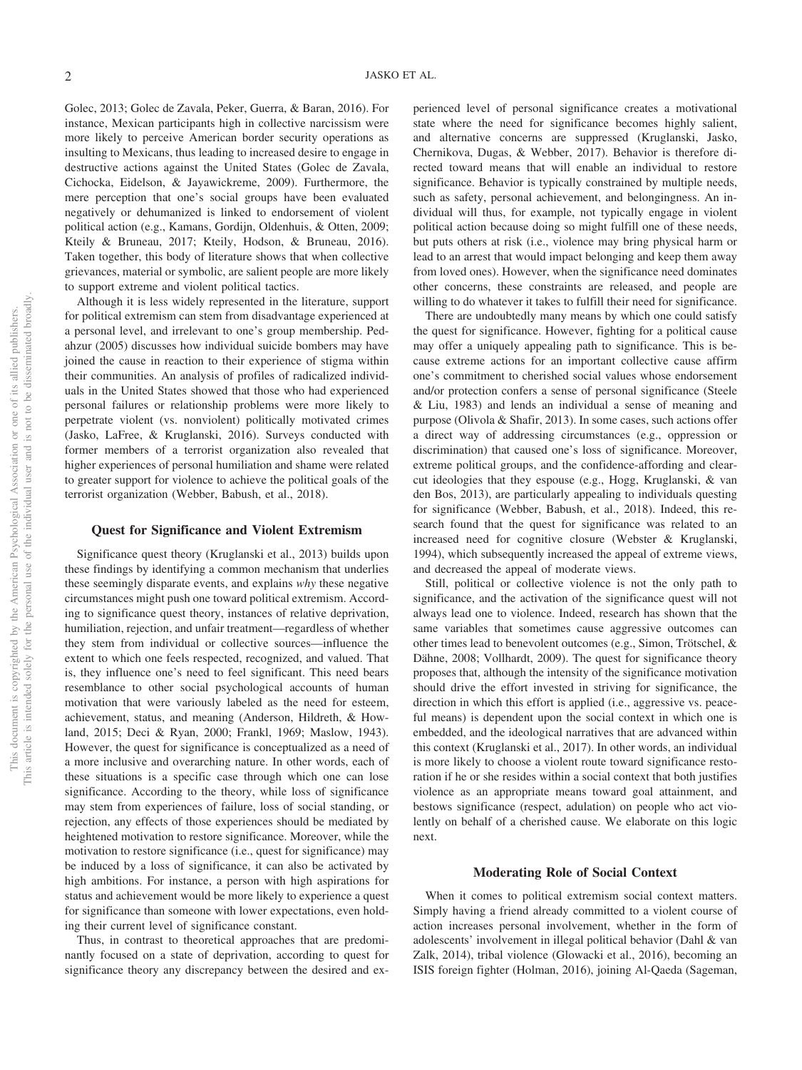Golec, 2013; Golec de Zavala, Peker, Guerra, & Baran, 2016). For instance, Mexican participants high in collective narcissism were more likely to perceive American border security operations as insulting to Mexicans, thus leading to increased desire to engage in destructive actions against the United States (Golec de Zavala, Cichocka, Eidelson, & Jayawickreme, 2009). Furthermore, the mere perception that one's social groups have been evaluated negatively or dehumanized is linked to endorsement of violent political action (e.g., Kamans, Gordijn, Oldenhuis, & Otten, 2009; Kteily & Bruneau, 2017; Kteily, Hodson, & Bruneau, 2016). Taken together, this body of literature shows that when collective grievances, material or symbolic, are salient people are more likely to support extreme and violent political tactics.

Although it is less widely represented in the literature, support for political extremism can stem from disadvantage experienced at a personal level, and irrelevant to one's group membership. Pedahzur (2005) discusses how individual suicide bombers may have joined the cause in reaction to their experience of stigma within their communities. An analysis of profiles of radicalized individuals in the United States showed that those who had experienced personal failures or relationship problems were more likely to perpetrate violent (vs. nonviolent) politically motivated crimes (Jasko, LaFree, & Kruglanski, 2016). Surveys conducted with former members of a terrorist organization also revealed that higher experiences of personal humiliation and shame were related to greater support for violence to achieve the political goals of the terrorist organization (Webber, Babush, et al., 2018).

## Quest for Significance and Violent Extremism

Significance quest theory (Kruglanski et al., 2013) builds upon these findings by identifying a common mechanism that underlies these seemingly disparate events, and explains *why* these negative circumstances might push one toward political extremism. According to significance quest theory, instances of relative deprivation, humiliation, rejection, and unfair treatment—regardless of whether they stem from individual or collective sources—influence the extent to which one feels respected, recognized, and valued. That is, they influence one's need to feel significant. This need bears resemblance to other social psychological accounts of human motivation that were variously labeled as the need for esteem, achievement, status, and meaning (Anderson, Hildreth, & Howland, 2015; Deci & Ryan, 2000; Frankl, 1969; Maslow, 1943). However, the quest for significance is conceptualized as a need of a more inclusive and overarching nature. In other words, each of these situations is a specific case through which one can lose significance. According to the theory, while loss of significance may stem from experiences of failure, loss of social standing, or rejection, any effects of those experiences should be mediated by heightened motivation to restore significance. Moreover, while the motivation to restore significance (i.e., quest for significance) may be induced by a loss of significance, it can also be activated by high ambitions. For instance, a person with high aspirations for status and achievement would be more likely to experience a quest for significance than someone with lower expectations, even holding their current level of significance constant.

Thus, in contrast to theoretical approaches that are predominantly focused on a state of deprivation, according to quest for significance theory any discrepancy between the desired and experienced level of personal significance creates a motivational state where the need for significance becomes highly salient, and alternative concerns are suppressed (Kruglanski, Jasko, Chernikova, Dugas, & Webber, 2017). Behavior is therefore directed toward means that will enable an individual to restore significance. Behavior is typically constrained by multiple needs, such as safety, personal achievement, and belongingness. An individual will thus, for example, not typically engage in violent political action because doing so might fulfill one of these needs, but puts others at risk (i.e., violence may bring physical harm or lead to an arrest that would impact belonging and keep them away from loved ones). However, when the significance need dominates other concerns, these constraints are released, and people are willing to do whatever it takes to fulfill their need for significance.

There are undoubtedly many means by which one could satisfy the quest for significance. However, fighting for a political cause may offer a uniquely appealing path to significance. This is because extreme actions for an important collective cause affirm one's commitment to cherished social values whose endorsement and/or protection confers a sense of personal significance (Steele & Liu, 1983) and lends an individual a sense of meaning and purpose (Olivola & Shafir, 2013). In some cases, such actions offer a direct way of addressing circumstances (e.g., oppression or discrimination) that caused one's loss of significance. Moreover, extreme political groups, and the confidence-affording and clear-cut ideologies that they espouse (e.g., Hogg, Kruglanski, & van den Bos, 2013), are particularly appealing to individuals questing for significance (Webber, Babush, et al., 2018). Indeed, this research found that the quest for significance was related to an increased need for cognitive closure (Webster & Kruglanski, 1994), which subsequently increased the appeal of extreme views, and decreased the appeal of moderate views.

Still, political or collective violence is not the only path to significance, and the activation of the significance quest will not always lead one to violence. Indeed, research has shown that the same variables that sometimes cause aggressive outcomes can other times lead to benevolent outcomes (e.g., Simon, Trötschel, & Dähne, 2008; Vollhardt, 2009). The quest for significance theory proposes that, although the intensity of the significance motivation should drive the effort invested in striving for significance, the direction in which this effort is applied (i.e., aggressive vs. peaceful means) is dependent upon the social context in which one is embedded, and the ideological narratives that are advanced within this context (Kruglanski et al., 2017). In other words, an individual is more likely to choose a violent route toward significance restoration if he or she resides within a social context that both justifies violence as an appropriate means toward goal attainment, and bestows significance (respect, adulation) on people who act violently on behalf of a cherished cause. We elaborate on this logic next.

## Moderating Role of Social Context

When it comes to political extremism social context matters. Simply having a friend already committed to a violent course of action increases personal involvement, whether in the form of adolescents' involvement in illegal political behavior (Dahl & van Zalk, 2014), tribal violence (Glowacki et al., 2016), becoming an ISIS foreign fighter (Holman, 2016), joining Al-Qaeda (Sageman,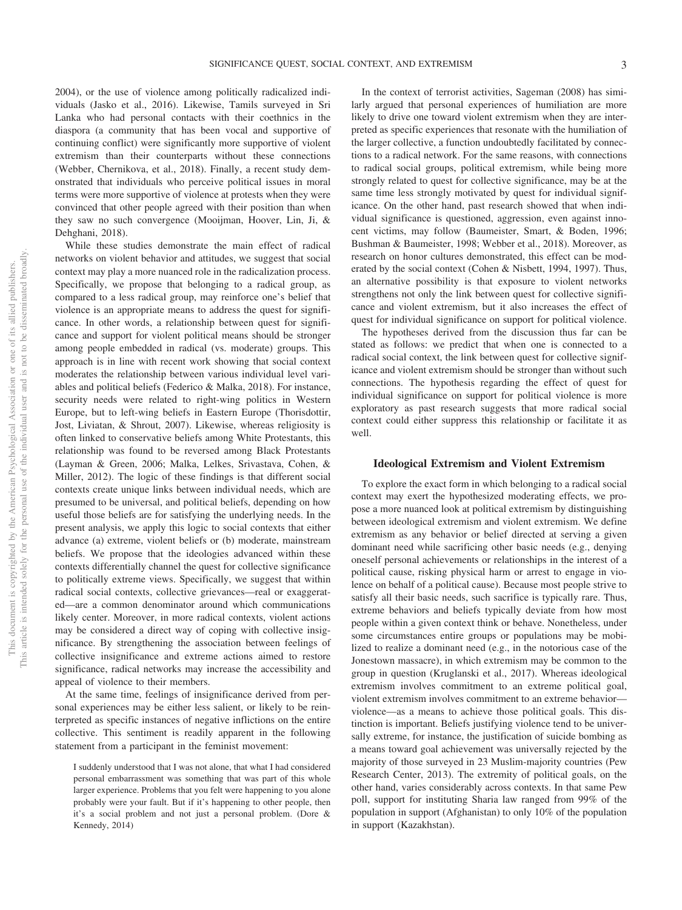2004), or the use of violence among politically radicalized individuals (Jasko et al., 2016). Likewise, Tamils surveyed in Sri Lanka who had personal contacts with their coethnics in the diaspora (a community that has been vocal and supportive of continuing conflict) were significantly more supportive of violent extremism than their counterparts without these connections (Webber, Chernikova, et al., 2018). Finally, a recent study demonstrated that individuals who perceive political issues in moral terms were more supportive of violence at protests when they were convinced that other people agreed with their position than when they saw no such convergence (Mooijman, Hoover, Lin, Ji, & Dehghani, 2018).

While these studies demonstrate the main effect of radical networks on violent behavior and attitudes, we suggest that social context may play a more nuanced role in the radicalization process. Specifically, we propose that belonging to a radical group, as compared to a less radical group, may reinforce one's belief that violence is an appropriate means to address the quest for significance. In other words, a relationship between quest for significance and support for violent political means should be stronger among people embedded in radical (vs. moderate) groups. This approach is in line with recent work showing that social context moderates the relationship between various individual level variables and political beliefs (Federico & Malka, 2018). For instance, security needs were related to right-wing politics in Western Europe, but to left-wing beliefs in Eastern Europe (Thorisdottir, Jost, Liviatan, & Shrout, 2007). Likewise, whereas religiosity is often linked to conservative beliefs among White Protestants, this relationship was found to be reversed among Black Protestants (Layman & Green, 2006; Malka, Lelkes, Srivastava, Cohen, & Miller, 2012). The logic of these findings is that different social contexts create unique links between individual needs, which are presumed to be universal, and political beliefs, depending on how useful those beliefs are for satisfying the underlying needs. In the present analysis, we apply this logic to social contexts that either advance (a) extreme, violent beliefs or (b) moderate, mainstream beliefs. We propose that the ideologies advanced within these contexts differentially channel the quest for collective significance to politically extreme views. Specifically, we suggest that within radical social contexts, collective grievances—real or exaggerated—are a common denominator around which communications likely center. Moreover, in more radical contexts, violent actions may be considered a direct way of coping with collective insignificance. By strengthening the association between feelings of collective insignificance and extreme actions aimed to restore significance, radical networks may increase the accessibility and appeal of violence to their members.

At the same time, feelings of insignificance derived from personal experiences may be either less salient, or likely to be reinterpreted as specific instances of negative inflictions on the entire collective. This sentiment is readily apparent in the following statement from a participant in the feminist movement:

> I suddenly understood that I was not alone, that what I had considered personal embarrassment was something that was part of this whole larger experience. Problems that you felt were happening to you alone probably were your fault. But if it's happening to other people, then it's a social problem and not just a personal problem. (Dore & Kennedy, 2014)

In the context of terrorist activities, Sageman (2008) has similarly argued that personal experiences of humiliation are more likely to drive one toward violent extremism when they are interpreted as specific experiences that resonate with the humiliation of the larger collective, a function undoubtedly facilitated by connections to a radical network. For the same reasons, with connections to radical social groups, political extremism, while being more strongly related to quest for collective significance, may be at the same time less strongly motivated by quest for individual significance. On the other hand, past research showed that when individual significance is questioned, aggression, even against innocent victims, may follow (Baumeister, Smart, & Boden, 1996; Bushman & Baumeister, 1998; Webber et al., 2018). Moreover, as research on honor cultures demonstrated, this effect can be moderated by the social context (Cohen & Nisbett, 1994, 1997). Thus, an alternative possibility is that exposure to violent networks strengthens not only the link between quest for collective significance and violent extremism, but it also increases the effect of quest for individual significance on support for political violence.

The hypotheses derived from the discussion thus far can be stated as follows: we predict that when one is connected to a radical social context, the link between quest for collective significance and violent extremism should be stronger than without such connections. The hypothesis regarding the effect of quest for individual significance on support for political violence is more exploratory as past research suggests that more radical social context could either suppress this relationship or facilitate it as well.

## Ideological Extremism and Violent Extremism

To explore the exact form in which belonging to a radical social context may exert the hypothesized moderating effects, we propose a more nuanced look at political extremism by distinguishing between ideological extremism and violent extremism. We define extremism as any behavior or belief directed at serving a given dominant need while sacrificing other basic needs (e.g., denying oneself personal achievements or relationships in the interest of a political cause, risking physical harm or arrest to engage in violence on behalf of a political cause). Because most people strive to satisfy all their basic needs, such sacrifice is typically rare. Thus, extreme behaviors and beliefs typically deviate from how most people within a given context think or behave. Nonetheless, under some circumstances entire groups or populations may be mobilized to realize a dominant need (e.g., in the notorious case of the Jonestown massacre), in which extremism may be common to the group in question (Kruglanski et al., 2017). Whereas ideological extremism involves commitment to an extreme political goal, violent extremism involves commitment to an extreme behavior—violence—as a means to achieve those political goals. This distinction is important. Beliefs justifying violence tend to be universally extreme, for instance, the justification of suicide bombing as a means toward goal achievement was universally rejected by the majority of those surveyed in 23 Muslim-majority countries (Pew Research Center, 2013). The extremity of political goals, on the other hand, varies considerably across contexts. In that same Pew poll, support for instituting Sharia law ranged from 99% of the population in support (Afghanistan) to only 10% of the population in support (Kazakhstan).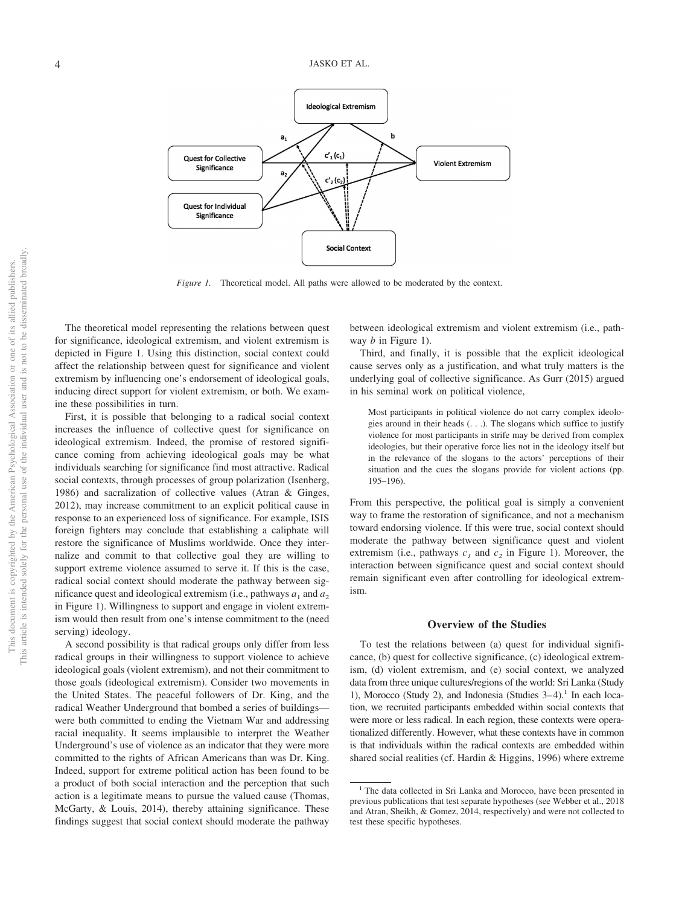*Figure 1.* Theoretical model. All paths were allowed to be moderated by the context.

The theoretical model representing the relations between quest for significance, ideological extremism, and violent extremism is depicted in Figure 1. Using this distinction, social context could affect the relationship between quest for significance and violent extremism by influencing one's endorsement of ideological goals, inducing direct support for violent extremism, or both. We examine these possibilities in turn.

First, it is possible that belonging to a radical social context increases the influence of collective quest for significance on ideological extremism. Indeed, the promise of restored significance coming from achieving ideological goals may be what individuals searching for significance find most attractive. Radical social contexts, through processes of group polarization (Isenberg, 1986) and sacralization of collective values (Atran & Ginges, 2012), may increase commitment to an explicit political cause in response to an experienced loss of significance. For example, ISIS foreign fighters may conclude that establishing a caliphate will restore the significance of Muslims worldwide. Once they internalize and commit to that collective goal they are willing to support extreme violence assumed to serve it. If this is the case, radical social context should moderate the pathway between significance quest and ideological extremism (i.e., pathways $a_1$ and $a_2$ in Figure 1). Willingness to support and engage in violent extremism would then result from one's intense commitment to the (need serving) ideology.

A second possibility is that radical groups only differ from less radical groups in their willingness to support violence to achieve ideological goals (violent extremism), and not their commitment to those goals (ideological extremism). Consider two movements in the United States. The peaceful followers of Dr. King, and the radical Weather Underground that bombed a series of buildings—were both committed to ending the Vietnam War and addressing racial inequality. It seems implausible to interpret the Weather Underground's use of violence as an indicator that they were more committed to the rights of African Americans than was Dr. King. Indeed, support for extreme political action has been found to be a product of both social interaction and the perception that such action is a legitimate means to pursue the valued cause (Thomas, McGarty, & Louis, 2014), thereby attaining significance. These findings suggest that social context should moderate the pathway between ideological extremism and violent extremism (i.e., pathway $b$ in Figure 1).

Third, and finally, it is possible that the explicit ideological cause serves only as a justification, and what truly matters is the underlying goal of collective significance. As Gurr (2015) argued in his seminal work on political violence,

> Most participants in political violence do not carry complex ideologies around in their heads (. . .). The slogans which suffice to justify violence for most participants in strife may be derived from complex ideologies, but their operative force lies not in the ideology itself but in the relevance of the slogans to the actors' perceptions of their situation and the cues the slogans provide for violent actions (pp. 195–196).

From this perspective, the political goal is simply a convenient way to frame the restoration of significance, and not a mechanism toward endorsing violence. If this were true, social context should moderate the pathway between significance quest and violent extremism (i.e., pathways $c_1$ and $c_2$ in Figure 1). Moreover, the interaction between significance quest and social context should remain significant even after controlling for ideological extremism.

## Overview of the Studies

To test the relations between (a) quest for individual significance, (b) quest for collective significance, (c) ideological extremism, (d) violent extremism, and (e) social context, we analyzed data from three unique cultures/regions of the world: Sri Lanka (Study 1), Morocco (Study 2), and Indonesia (Studies 3–4).[1] In each location, we recruited participants embedded within social contexts that were more or less radical. In each region, these contexts were operationalized differently. However, what these contexts have in common is that individuals within the radical contexts are embedded within shared social realities (cf. Hardin & Higgins, 1996) where extreme

[1] The data collected in Sri Lanka and Morocco, have been presented in previous publications that test separate hypotheses (see Webber et al., 2018 and Atran, Sheikh, & Gomez, 2014, respectively) and were not collected to test these specific hypotheses.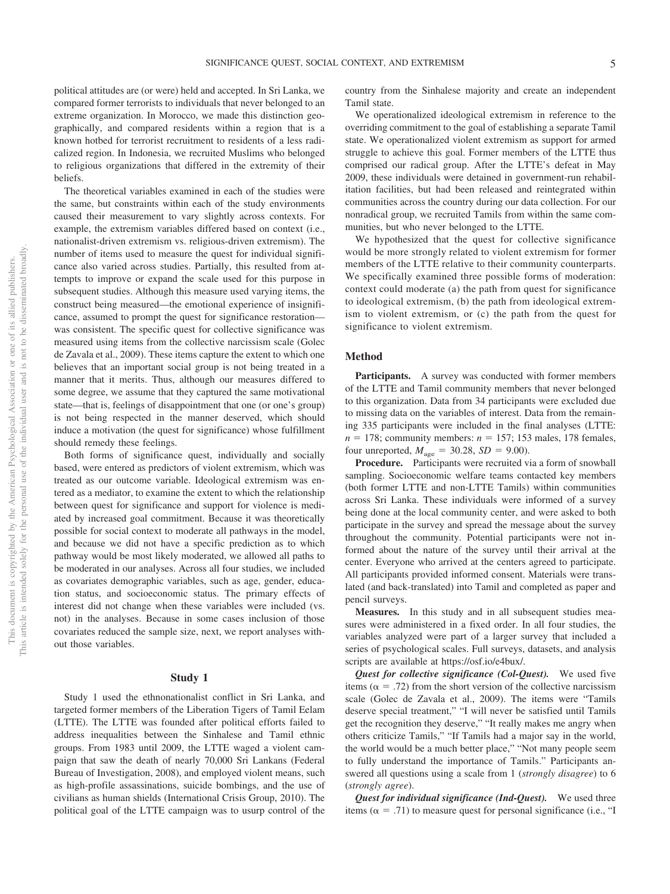political attitudes are (or were) held and accepted. In Sri Lanka, we compared former terrorists to individuals that never belonged to an extreme organization. In Morocco, we made this distinction geographically, and compared residents within a region that is a known hotbed for terrorist recruitment to residents of a less radicalized region. In Indonesia, we recruited Muslims who belonged to religious organizations that differed in the extremity of their beliefs.

The theoretical variables examined in each of the studies were the same, but constraints within each of the study environments caused their measurement to vary slightly across contexts. For example, the extremism variables differed based on context (i.e., nationalist-driven extremism vs. religious-driven extremism). The number of items used to measure the quest for individual significance also varied across studies. Partially, this resulted from attempts to improve or expand the scale used for this purpose in subsequent studies. Although this measure used varying items, the construct being measured—the emotional experience of insignificance, assumed to prompt the quest for significance restoration—was consistent. The specific quest for collective significance was measured using items from the collective narcissism scale (Golec de Zavala et al., 2009). These items capture the extent to which one believes that an important social group is not being treated in a manner that it merits. Thus, although our measures differed to some degree, we assume that they captured the same motivational state—that is, feelings of disappointment that one (or one's group) is not being respected in the manner deserved, which should induce a motivation (the quest for significance) whose fulfillment should remedy these feelings.

Both forms of significance quest, individually and socially based, were entered as predictors of violent extremism, which was treated as our outcome variable. Ideological extremism was entered as a mediator, to examine the extent to which the relationship between quest for significance and support for violence is mediated by increased goal commitment. Because it was theoretically possible for social context to moderate all pathways in the model, and because we did not have a specific prediction as to which pathway would be most likely moderated, we allowed all paths to be moderated in our analyses. Across all four studies, we included as covariates demographic variables, such as age, gender, education status, and socioeconomic status. The primary effects of interest did not change when these variables were included (vs. not) in the analyses. Because in some cases inclusion of those covariates reduced the sample size, next, we report analyses without those variables.

## Study 1

Study 1 used the ethnonationalist conflict in Sri Lanka, and targeted former members of the Liberation Tigers of Tamil Eelam (LTTE). The LTTE was founded after political efforts failed to address inequalities between the Sinhalese and Tamil ethnic groups. From 1983 until 2009, the LTTE waged a violent campaign that saw the death of nearly 70,000 Sri Lankans (Federal Bureau of Investigation, 2008), and employed violent means, such as high-profile assassinations, suicide bombings, and the use of civilians as human shields (International Crisis Group, 2010). The political goal of the LTTE campaign was to usurp control of the country from the Sinhalese majority and create an independent Tamil state.

We operationalized ideological extremism in reference to the overriding commitment to the goal of establishing a separate Tamil state. We operationalized violent extremism as support for armed struggle to achieve this goal. Former members of the LTTE thus comprised our radical group. After the LTTE's defeat in May 2009, these individuals were detained in government-run rehabilitation facilities, but had been released and reintegrated within communities across the country during our data collection. For our nonradical group, we recruited Tamils from within the same communities, but who never belonged to the LTTE.

We hypothesized that the quest for collective significance would be more strongly related to violent extremism for former members of the LTTE relative to their community counterparts. We specifically examined three possible forms of moderation: context could moderate (a) the path from quest for significance to ideological extremism, (b) the path from ideological extremism to violent extremism, or (c) the path from the quest for significance to violent extremism.

### Method

**Participants.** A survey was conducted with former members of the LTTE and Tamil community members that never belonged to this organization. Data from 34 participants were excluded due to missing data on the variables of interest. Data from the remaining 335 participants were included in the final analyses (LTTE: $n = 178$; community members: $n = 157$; 153 males, 178 females, four unreported, $M_{age} = 30.28$, $SD = 9.00$).

**Procedure.** Participants were recruited via a form of snowball sampling. Socioeconomic welfare teams contacted key members (both former LTTE and non-LTTE Tamils) within communities across Sri Lanka. These individuals were informed of a survey being done at the local community center, and were asked to both participate in the survey and spread the message about the survey throughout the community. Potential participants were not informed about the nature of the survey until their arrival at the center. Everyone who arrived at the centers agreed to participate. All participants provided informed consent. Materials were translated (and back-translated) into Tamil and completed as paper and pencil surveys.

**Measures.** In this study and in all subsequent studies measures were administered in a fixed order. In all four studies, the variables analyzed were part of a larger survey that included a series of psychological scales. Full surveys, datasets, and analysis scripts are available at https://osf.io/e4bux/.

***Quest for collective significance (Col-Quest).*** We used five items ($\alpha = .72$) from the short version of the collective narcissism scale (Golec de Zavala et al., 2009). The items were "Tamils deserve special treatment," "I will never be satisfied until Tamils get the recognition they deserve," "It really makes me angry when others criticize Tamils," "If Tamils had a major say in the world, the world would be a much better place," "Not many people seem to fully understand the importance of Tamils." Participants answered all questions using a scale from 1 (*strongly disagree*) to 6 (*strongly agree*).

***Quest for individual significance (Ind-Quest).*** We used three items ($\alpha = .71$) to measure quest for personal significance (i.e., "I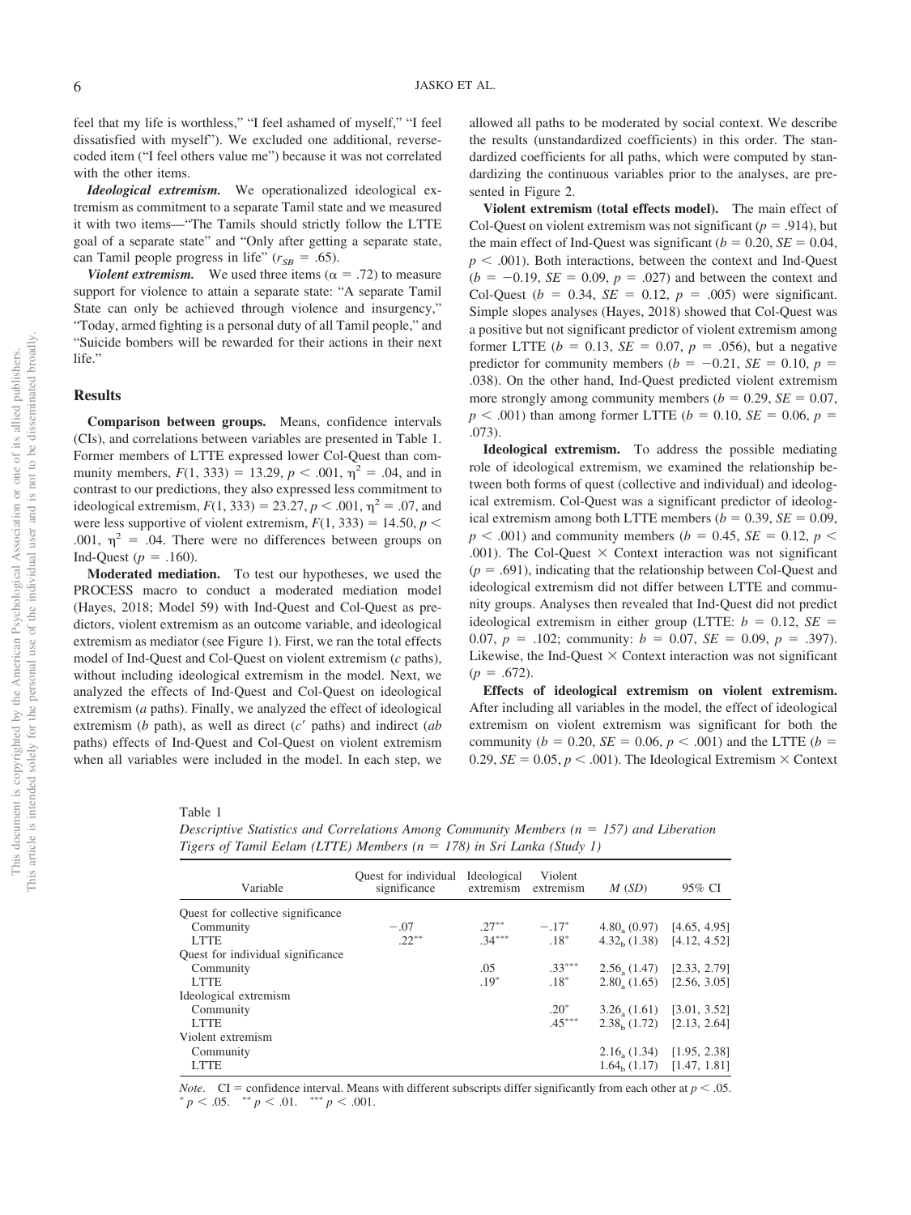feel that my life is worthless," "I feel ashamed of myself," "I feel dissatisfied with myself"). We excluded one additional, reverse-coded item ("I feel others value me") because it was not correlated with the other items.

***Ideological extremism.*** We operationalized ideological extremism as commitment to a separate Tamil state and we measured it with two items—"The Tamils should strictly follow the LTTE goal of a separate state" and "Only after getting a separate state, can Tamil people progress in life" ($r_{SB}$ = .65).

***Violent extremism.*** We used three items ($\alpha$ = .72) to measure support for violence to attain a separate state: "A separate Tamil State can only be achieved through violence and insurgency," "Today, armed fighting is a personal duty of all Tamil people," and "Suicide bombers will be rewarded for their actions in their next life."

### Results

**Comparison between groups.** Means, confidence intervals (CIs), and correlations between variables are presented in Table 1. Former members of LTTE expressed lower Col-Quest than community members, $F(1, 333) = 13.29$, $p < .001$, $\eta^2 = .04$, and in contrast to our predictions, they also expressed less commitment to ideological extremism, $F(1, 333) = 23.27$, $p < .001$, $\eta^2 = .07$, and were less supportive of violent extremism, $F(1, 333) = 14.50$, $p < .001$, $\eta^2 = .04$. There were no differences between groups on Ind-Quest ($p = .160$).

**Moderated mediation.** To test our hypotheses, we used the PROCESS macro to conduct a moderated mediation model (Hayes, 2018; Model 59) with Ind-Quest and Col-Quest as predictors, violent extremism as an outcome variable, and ideological extremism as mediator (see Figure 1). First, we ran the total effects model of Ind-Quest and Col-Quest on violent extremism (*c* paths), without including ideological extremism in the model. Next, we analyzed the effects of Ind-Quest and Col-Quest on ideological extremism (*a* paths). Finally, we analyzed the effect of ideological extremism (*b* path), as well as direct ($c'$ paths) and indirect (*ab* paths) effects of Ind-Quest and Col-Quest on violent extremism when all variables were included in the model. In each step, we allowed all paths to be moderated by social context. We describe the results (unstandardized coefficients) in this order. The standardized coefficients for all paths, which were computed by standardizing the continuous variables prior to the analyses, are presented in Figure 2.

**Violent extremism (total effects model).** The main effect of Col-Quest on violent extremism was not significant ($p = .914$), but the main effect of Ind-Quest was significant ($b = 0.20$, $SE = 0.04$, $p < .001$). Both interactions, between the context and Ind-Quest ($b = -0.19$, $SE = 0.09$, $p = .027$) and between the context and Col-Quest ($b = 0.34$, $SE = 0.12$, $p = .005$) were significant. Simple slopes analyses (Hayes, 2018) showed that Col-Quest was a positive but not significant predictor of violent extremism among former LTTE ($b = 0.13$, $SE = 0.07$, $p = .056$), but a negative predictor for community members ($b = -0.21$, $SE = 0.10$, $p = .038$). On the other hand, Ind-Quest predicted violent extremism more strongly among community members ($b = 0.29$, $SE = 0.07$, $p < .001$) than among former LTTE ($b = 0.10$, $SE = 0.06$, $p = .073$).

**Ideological extremism.** To address the possible mediating role of ideological extremism, we examined the relationship between both forms of quest (collective and individual) and ideological extremism. Col-Quest was a significant predictor of ideological extremism among both LTTE members ($b = 0.39$, $SE = 0.09$, $p < .001$) and community members ($b = 0.45$, $SE = 0.12$, $p < .001$). The Col-Quest × Context interaction was not significant ($p = .691$), indicating that the relationship between Col-Quest and ideological extremism did not differ between LTTE and community groups. Analyses then revealed that Ind-Quest did not predict ideological extremism in either group (LTTE: $b = 0.12$, $SE = 0.07$, $p = .102$; community: $b = 0.07$, $SE = 0.09$, $p = .397$). Likewise, the Ind-Quest × Context interaction was not significant ($p = .672$).

**Effects of ideological extremism on violent extremism.** After including all variables in the model, the effect of ideological extremism on violent extremism was significant for both the community ($b = 0.20$, $SE = 0.06$, $p < .001$) and the LTTE ($b = 0.29$, $SE = 0.05$, $p < .001$). The Ideological Extremism × Context

Table 1

*Descriptive Statistics and Correlations Among Community Members (n = 157) and Liberation Tigers of Tamil Eelam (LTTE) Members (n = 178) in Sri Lanka (Study 1)*

| Variable | Quest for individual significance | Ideological extremism | Violent extremism | M (SD) | 95% CI |
|---|---|---|---|---|---|
| Quest for collective significance | | | | | |
| Community | −.07 | .27** | −.17* | $4.80_a$ (0.97) | [4.65, 4.95] |
| LTTE | .22** | .34*** | .18* | $4.32_b$ (1.38) | [4.12, 4.52] |
| Quest for individual significance | | | | | |
| Community | | .05 | .33*** | $2.56_a$ (1.47) | [2.33, 2.79] |
| LTTE | | .19* | .18* | $2.80_a$ (1.65) | [2.56, 3.05] |
| Ideological extremism | | | | | |
| Community | | | .20* | $3.26_a$ (1.61) | [3.01, 3.52] |
| LTTE | | | .45*** | $2.38_b$ (1.72) | [2.13, 2.64] |
| Violent extremism | | | | | |
| Community | | | | $2.16_a$ (1.34) | [1.95, 2.38] |
| LTTE | | | | $1.64_b$ (1.17) | [1.47, 1.81] |

*Note.* CI = confidence interval. Means with different subscripts differ significantly from each other at $p < .05$.
* $p < .05$. ** $p < .01$. *** $p < .001$.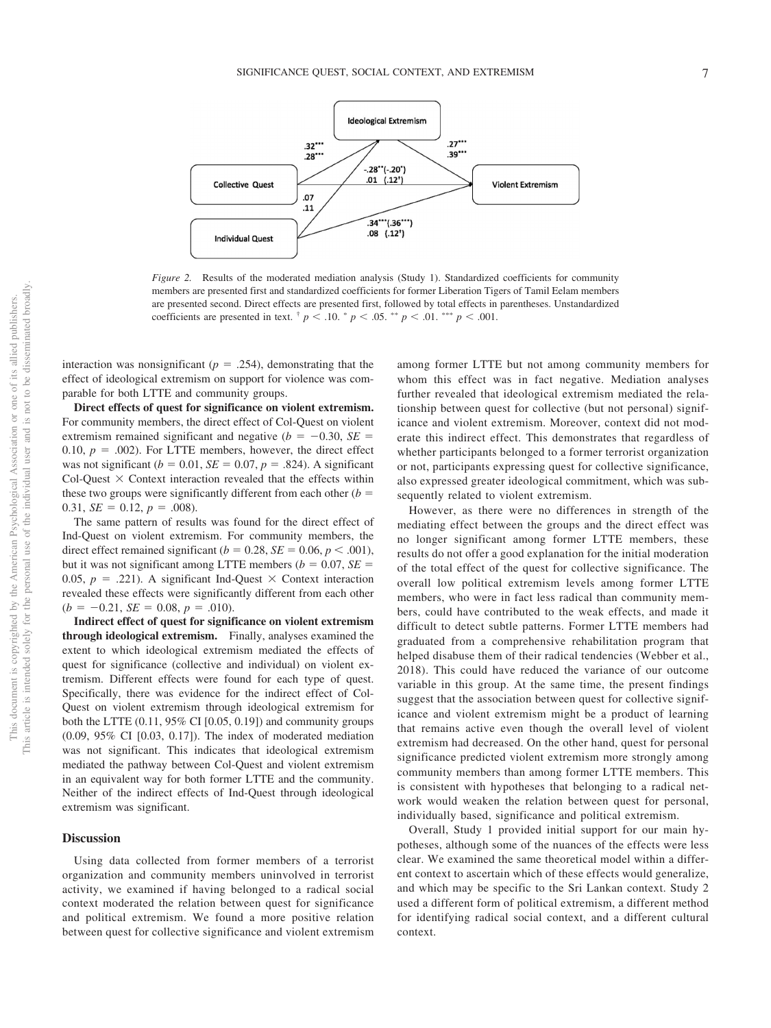*Figure 2.* Results of the moderated mediation analysis (Study 1). Standardized coefficients for community members are presented first and standardized coefficients for former Liberation Tigers of Tamil Eelam members are presented second. Direct effects are presented first, followed by total effects in parentheses. Unstandardized coefficients are presented in text. † $p < .10$. * $p < .05$. ** $p < .01$. *** $p < .001$.

interaction was nonsignificant ($p = .254$), demonstrating that the effect of ideological extremism on support for violence was comparable for both LTTE and community groups.

**Direct effects of quest for significance on violent extremism.** For community members, the direct effect of Col-Quest on violent extremism remained significant and negative ($b = -0.30$, $SE = 0.10$, $p = .002$). For LTTE members, however, the direct effect was not significant ($b = 0.01$, $SE = 0.07$, $p = .824$). A significant Col-Quest × Context interaction revealed that the effects within these two groups were significantly different from each other ($b = 0.31$, $SE = 0.12$, $p = .008$).

The same pattern of results was found for the direct effect of Ind-Quest on violent extremism. For community members, the direct effect remained significant ($b = 0.28$, $SE = 0.06$, $p < .001$), but it was not significant among LTTE members ($b = 0.07$, $SE = 0.05$, $p = .221$). A significant Ind-Quest × Context interaction revealed these effects were significantly different from each other ($b = -0.21$, $SE = 0.08$, $p = .010$).

**Indirect effect of quest for significance on violent extremism through ideological extremism.** Finally, analyses examined the extent to which ideological extremism mediated the effects of quest for significance (collective and individual) on violent extremism. Different effects were found for each type of quest. Specifically, there was evidence for the indirect effect of Col-Quest on violent extremism through ideological extremism for both the LTTE (0.11, 95% CI [0.05, 0.19]) and community groups (0.09, 95% CI [0.03, 0.17]). The index of moderated mediation was not significant. This indicates that ideological extremism mediated the pathway between Col-Quest and violent extremism in an equivalent way for both former LTTE and the community. Neither of the indirect effects of Ind-Quest through ideological extremism was significant.

## Discussion

Using data collected from former members of a terrorist organization and community members uninvolved in terrorist activity, we examined if having belonged to a radical social context moderated the relation between quest for significance and political extremism. We found a more positive relation between quest for collective significance and violent extremism among former LTTE but not among community members for whom this effect was in fact negative. Mediation analyses further revealed that ideological extremism mediated the relationship between quest for collective (but not personal) significance and violent extremism. Moreover, context did not moderate this indirect effect. This demonstrates that regardless of whether participants belonged to a former terrorist organization or not, participants expressing quest for collective significance, also expressed greater ideological commitment, which was subsequently related to violent extremism.

However, as there were no differences in strength of the mediating effect between the groups and the direct effect was no longer significant among former LTTE members, these results do not offer a good explanation for the initial moderation of the total effect of the quest for collective significance. The overall low political extremism levels among former LTTE members, who were in fact less radical than community members, could have contributed to the weak effects, and made it difficult to detect subtle patterns. Former LTTE members had graduated from a comprehensive rehabilitation program that helped disabuse them of their radical tendencies (Webber et al., 2018). This could have reduced the variance of our outcome variable in this group. At the same time, the present findings suggest that the association between quest for collective significance and violent extremism might be a product of learning that remains active even though the overall level of violent extremism had decreased. On the other hand, quest for personal significance predicted violent extremism more strongly among community members than among former LTTE members. This is consistent with hypotheses that belonging to a radical network would weaken the relation between quest for personal, individually based, significance and political extremism.

Overall, Study 1 provided initial support for our main hypotheses, although some of the nuances of the effects were less clear. We examined the same theoretical model within a different context to ascertain which of these effects would generalize, and which may be specific to the Sri Lankan context. Study 2 used a different form of political extremism, a different method for identifying radical social context, and a different cultural context.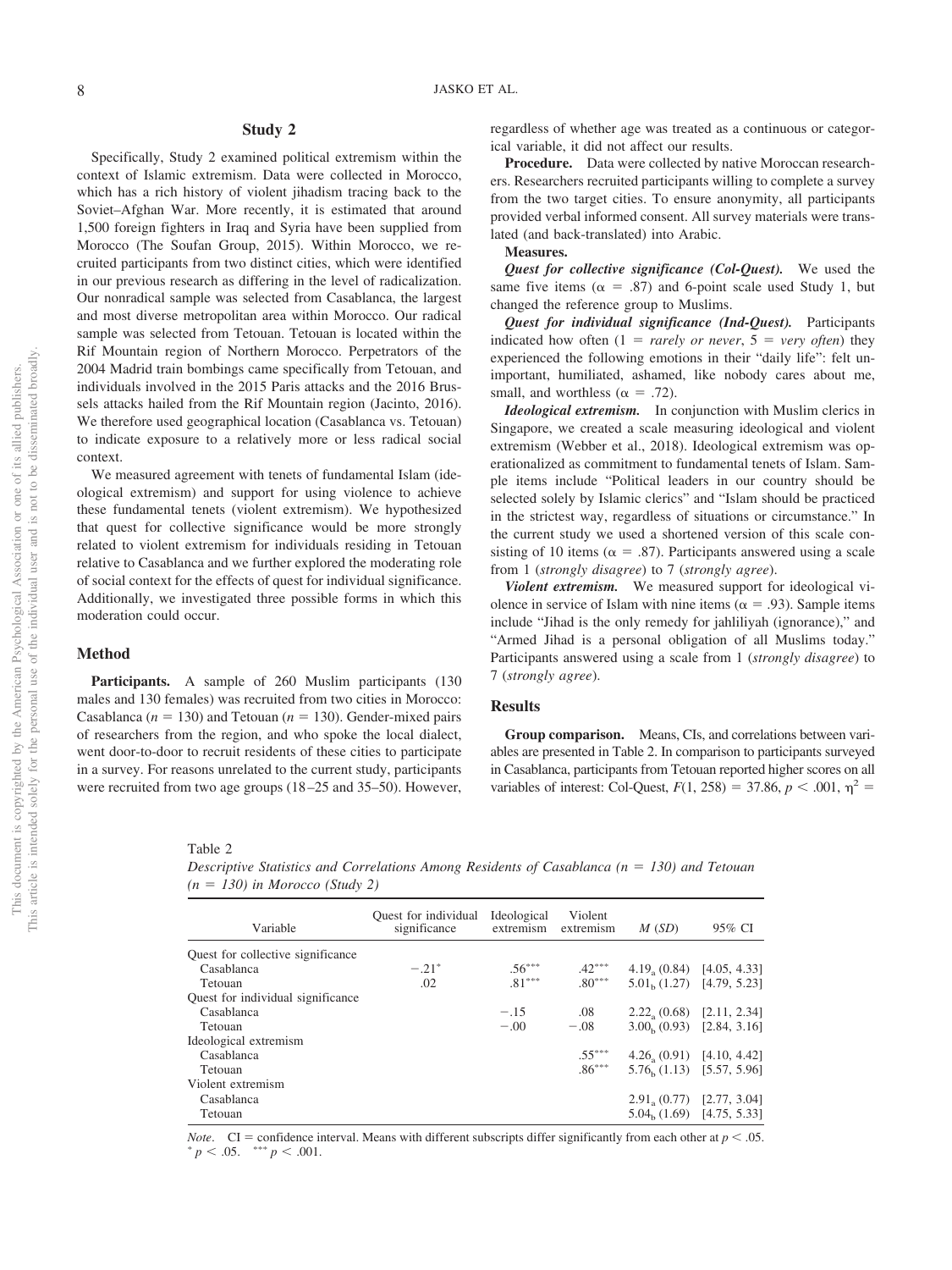## Study 2

Specifically, Study 2 examined political extremism within the context of Islamic extremism. Data were collected in Morocco, which has a rich history of violent jihadism tracing back to the Soviet–Afghan War. More recently, it is estimated that around 1,500 foreign fighters in Iraq and Syria have been supplied from Morocco (The Soufan Group, 2015). Within Morocco, we recruited participants from two distinct cities, which were identified in our previous research as differing in the level of radicalization. Our nonradical sample was selected from Casablanca, the largest and most diverse metropolitan area within Morocco. Our radical sample was selected from Tetouan. Tetouan is located within the Rif Mountain region of Northern Morocco. Perpetrators of the 2004 Madrid train bombings came specifically from Tetouan, and individuals involved in the 2015 Paris attacks and the 2016 Brussels attacks hailed from the Rif Mountain region (Jacinto, 2016). We therefore used geographical location (Casablanca vs. Tetouan) to indicate exposure to a relatively more or less radical social context.

We measured agreement with tenets of fundamental Islam (ideological extremism) and support for using violence to achieve these fundamental tenets (violent extremism). We hypothesized that quest for collective significance would be more strongly related to violent extremism for individuals residing in Tetouan relative to Casablanca and we further explored the moderating role of social context for the effects of quest for individual significance. Additionally, we investigated three possible forms in which this moderation could occur.

### Method

**Participants.** A sample of 260 Muslim participants (130 males and 130 females) was recruited from two cities in Morocco: Casablanca ($n = 130$) and Tetouan ($n = 130$). Gender-mixed pairs of researchers from the region, and who spoke the local dialect, went door-to-door to recruit residents of these cities to participate in a survey. For reasons unrelated to the current study, participants were recruited from two age groups (18–25 and 35–50). However, regardless of whether age was treated as a continuous or categorical variable, it did not affect our results.

**Procedure.** Data were collected by native Moroccan researchers. Researchers recruited participants willing to complete a survey from the two target cities. To ensure anonymity, all participants provided verbal informed consent. All survey materials were translated (and back-translated) into Arabic.

**Measures.**

***Quest for collective significance (Col-Quest).*** We used the same five items ($\alpha = .87$) and 6-point scale used Study 1, but changed the reference group to Muslims.

***Quest for individual significance (Ind-Quest).*** Participants indicated how often (1 = *rarely or never*, 5 = *very often*) they experienced the following emotions in their "daily life": felt unimportant, humiliated, ashamed, like nobody cares about me, small, and worthless ($\alpha = .72$).

***Ideological extremism.*** In conjunction with Muslim clerics in Singapore, we created a scale measuring ideological and violent extremism (Webber et al., 2018). Ideological extremism was operationalized as commitment to fundamental tenets of Islam. Sample items include "Political leaders in our country should be selected solely by Islamic clerics" and "Islam should be practiced in the strictest way, regardless of situations or circumstance." In the current study we used a shortened version of this scale consisting of 10 items ($\alpha = .87$). Participants answered using a scale from 1 (*strongly disagree*) to 7 (*strongly agree*).

***Violent extremism.*** We measured support for ideological violence in service of Islam with nine items ($\alpha = .93$). Sample items include "Jihad is the only remedy for jahliliyah (ignorance)," and "Armed Jihad is a personal obligation of all Muslims today." Participants answered using a scale from 1 (*strongly disagree*) to 7 (*strongly agree*).

### Results

**Group comparison.** Means, CIs, and correlations between variables are presented in Table 2. In comparison to participants surveyed in Casablanca, participants from Tetouan reported higher scores on all variables of interest: Col-Quest, $F(1, 258) = 37.86$, $p < .001$, $\eta^2 =$

Table 2

*Descriptive Statistics and Correlations Among Residents of Casablanca (n = 130) and Tetouan (n = 130) in Morocco (Study 2)*

| Variable | Quest for individual significance | Ideological extremism | Violent extremism | *M* (*SD*) | 95% CI |
|---|---|---|---|---|---|
| Quest for collective significance | | | | | |
| Casablanca | −.21* | .56*** | .42*** | $4.19_a$ (0.84) | [4.05, 4.33] |
| Tetouan | .02 | .81*** | .80*** | $5.01_b$ (1.27) | [4.79, 5.23] |
| Quest for individual significance | | | | | |
| Casablanca | | −.15 | .08 | $2.22_a$ (0.68) | [2.11, 2.34] |
| Tetouan | | −.00 | −.08 | $3.00_b$ (0.93) | [2.84, 3.16] |
| Ideological extremism | | | | | |
| Casablanca | | | .55*** | $4.26_a$ (0.91) | [4.10, 4.42] |
| Tetouan | | | .86*** | $5.76_b$ (1.13) | [5.57, 5.96] |
| Violent extremism | | | | | |
| Casablanca | | | | $2.91_a$ (0.77) | [2.77, 3.04] |
| Tetouan | | | | $5.04_b$ (1.69) | [4.75, 5.33] |

*Note*. CI = confidence interval. Means with different subscripts differ significantly from each other at $p < .05$.
* $p < .05$. *** $p < .001$.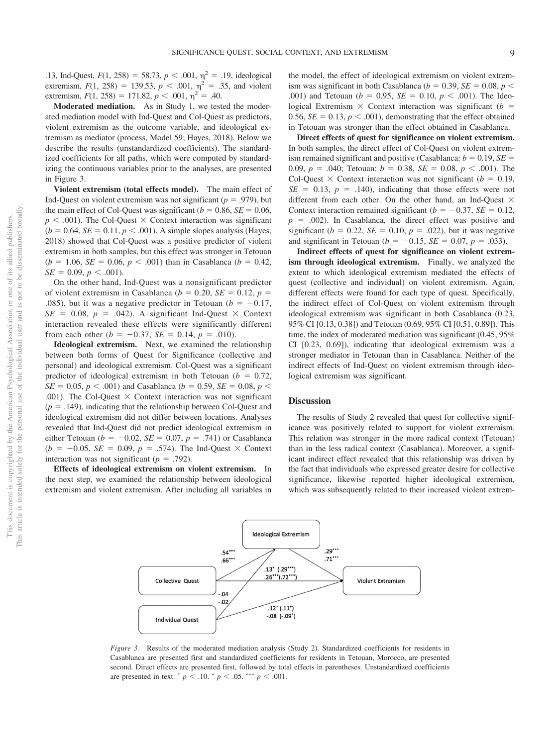.13, Ind-Quest, $F(1, 258) = 58.73$, $p < .001$, $\eta^2 = .19$, ideological extremism, $F(1, 258) = 139.53$, $p < .001$, $\eta^2 = .35$, and violent extremism, $F(1, 258) = 171.82$, $p < .001$, $\eta^2 = .40$.

**Moderated mediation.** As in Study 1, we tested the moderated mediation model with Ind-Quest and Col-Quest as predictors, violent extremism as the outcome variable, and ideological extremism as mediator (process, Model 59; Hayes, 2018). Below we describe the results (unstandardized coefficients). The standardized coefficients for all paths, which were computed by standardizing the continuous variables prior to the analyses, are presented in Figure 3.

**Violent extremism (total effects model).** The main effect of Ind-Quest on violent extremism was not significant ($p = .979$), but the main effect of Col-Quest was significant ($b = 0.86$, $SE = 0.06$, $p < .001$). The Col-Quest × Context interaction was significant ($b = 0.64$, $SE = 0.11$, $p < .001$). A simple slopes analysis (Hayes, 2018) showed that Col-Quest was a positive predictor of violent extremism in both samples, but this effect was stronger in Tetouan ($b = 1.06$, $SE = 0.06$, $p < .001$) than in Casablanca ($b = 0.42$, $SE = 0.09$, $p < .001$).

On the other hand, Ind-Quest was a nonsignificant predictor of violent extremism in Casablanca ($b = 0.20$, $SE = 0.12$, $p = .085$), but it was a negative predictor in Tetouan ($b = -0.17$, $SE = 0.08$, $p = .042$). A significant Ind-Quest × Context interaction revealed these effects were significantly different from each other ($b = -0.37$, $SE = 0.14$, $p = .010$).

**Ideological extremism.** Next, we examined the relationship between both forms of Quest for Significance (collective and personal) and ideological extremism. Col-Quest was a significant predictor of ideological extremism in both Tetouan ($b = 0.72$, $SE = 0.05$, $p < .001$) and Casablanca ($b = 0.59$, $SE = 0.08$, $p < .001$). The Col-Quest × Context interaction was not significant ($p = .149$), indicating that the relationship between Col-Quest and ideological extremism did not differ between locations. Analyses revealed that Ind-Quest did not predict ideological extremism in either Tetouan ($b = -0.02$, $SE = 0.07$, $p = .741$) or Casablanca ($b = -0.05$, $SE = 0.09$, $p = .574$). The Ind-Quest × Context interaction was not significant ($p = .792$).

**Effects of ideological extremism on violent extremism.** In the next step, we examined the relationship between ideological extremism and violent extremism. After including all variables in the model, the effect of ideological extremism on violent extremism was significant in both Casablanca ($b = 0.39$, $SE = 0.08$, $p < .001$) and Tetouan ($b = 0.95$, $SE = 0.10$, $p < .001$). The Ideological Extremism × Context interaction was significant ($b = 0.56$, $SE = 0.13$, $p < .001$), demonstrating that the effect obtained in Tetouan was stronger than the effect obtained in Casablanca.

**Direct effects of quest for significance on violent extremism.** In both samples, the direct effect of Col-Quest on violent extremism remained significant and positive (Casablanca: $b = 0.19$, $SE = 0.09$, $p = .040$; Tetouan: $b = 0.38$, $SE = 0.08$, $p < .001$). The Col-Quest × Context interaction was not significant ($b = 0.19$, $SE = 0.13$, $p = .140$), indicating that those effects were not different from each other. On the other hand, an Ind-Quest × Context interaction remained significant ($b = -0.37$, $SE = 0.12$, $p = .002$). In Casablanca, the direct effect was positive and significant ($b = 0.22$, $SE = 0.10$, $p = .022$), but it was negative and significant in Tetouan ($b = -0.15$, $SE = 0.07$, $p = .033$).

**Indirect effects of quest for significance on violent extremism through ideological extremism.** Finally, we analyzed the extent to which ideological extremism mediated the effects of quest (collective and individual) on violent extremism. Again, different effects were found for each type of quest. Specifically, the indirect effect of Col-Quest on violent extremism through ideological extremism was significant in both Casablanca (0.23, 95% CI [0.13, 0.38]) and Tetouan (0.69, 95% CI [0.51, 0.89]). This time, the index of moderated mediation was significant (0.45, 95% CI [0.23, 0.69]), indicating that ideological extremism was a stronger mediator in Tetouan than in Casablanca. Neither of the indirect effects of Ind-Quest on violent extremism through ideological extremism was significant.

## Discussion

The results of Study 2 revealed that quest for collective significance was positively related to support for violent extremism. This relation was stronger in the more radical context (Tetouan) than in the less radical context (Casablanca). Moreover, a significant indirect effect revealed that this relationship was driven by the fact that individuals who expressed greater desire for collective significance, likewise reported higher ideological extremism, which was subsequently related to their increased violent extrem-

*Figure 3.* Results of the moderated mediation analysis (Study 2). Standardized coefficients for residents in Casablanca are presented first and standardized coefficients for residents in Tetouan, Morocco, are presented second. Direct effects are presented first, followed by total effects in parentheses. Unstandardized coefficients are presented in text. [†] $p < .10$. [*] $p < .05$. [***] $p < .001$.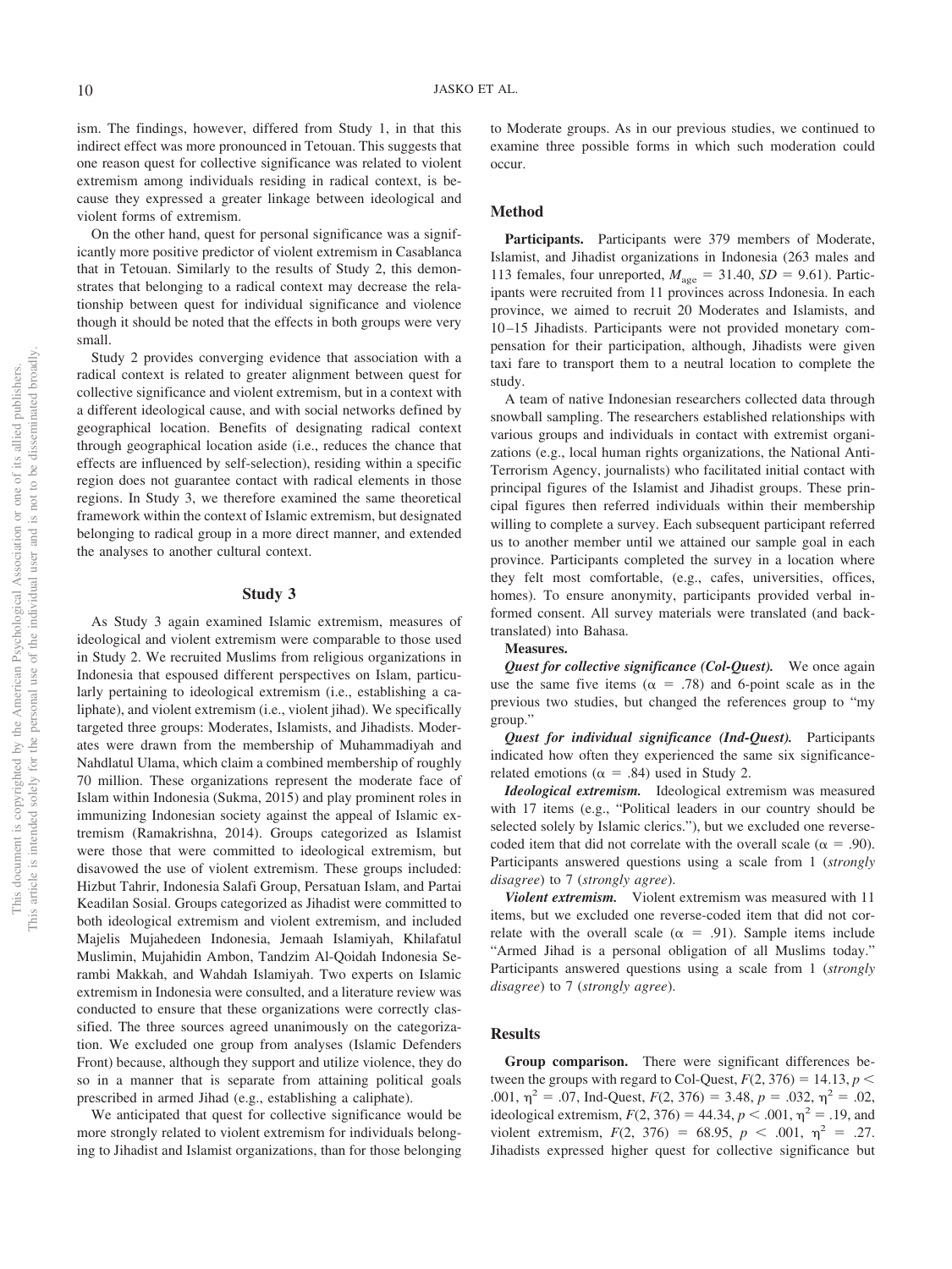ism. The findings, however, differed from Study 1, in that this indirect effect was more pronounced in Tetouan. This suggests that one reason quest for collective significance was related to violent extremism among individuals residing in radical context, is because they expressed a greater linkage between ideological and violent forms of extremism.

On the other hand, quest for personal significance was a significantly more positive predictor of violent extremism in Casablanca that in Tetouan. Similarly to the results of Study 2, this demonstrates that belonging to a radical context may decrease the relationship between quest for individual significance and violence though it should be noted that the effects in both groups were very small.

Study 2 provides converging evidence that association with a radical context is related to greater alignment between quest for collective significance and violent extremism, but in a context with a different ideological cause, and with social networks defined by geographical location. Benefits of designating radical context through geographical location aside (i.e., reduces the chance that effects are influenced by self-selection), residing within a specific region does not guarantee contact with radical elements in those regions. In Study 3, we therefore examined the same theoretical framework within the context of Islamic extremism, but designated belonging to radical group in a more direct manner, and extended the analyses to another cultural context.

## Study 3

As Study 3 again examined Islamic extremism, measures of ideological and violent extremism were comparable to those used in Study 2. We recruited Muslims from religious organizations in Indonesia that espoused different perspectives on Islam, particularly pertaining to ideological extremism (i.e., establishing a caliphate), and violent extremism (i.e., violent jihad). We specifically targeted three groups: Moderates, Islamists, and Jihadists. Moderates were drawn from the membership of Muhammadiyah and Nahdlatul Ulama, which claim a combined membership of roughly 70 million. These organizations represent the moderate face of Islam within Indonesia (Sukma, 2015) and play prominent roles in immunizing Indonesian society against the appeal of Islamic extremism (Ramakrishna, 2014). Groups categorized as Islamist were those that were committed to ideological extremism, but disavowed the use of violent extremism. These groups included: Hizbut Tahrir, Indonesia Salafi Group, Persatuan Islam, and Partai Keadilan Sosial. Groups categorized as Jihadist were committed to both ideological extremism and violent extremism, and included Majelis Mujahedeen Indonesia, Jemaah Islamiyah, Khilafatul Muslimin, Mujahidin Ambon, Tandzim Al-Qoidah Indonesia Serambi Makkah, and Wahdah Islamiyah. Two experts on Islamic extremism in Indonesia were consulted, and a literature review was conducted to ensure that these organizations were correctly classified. The three sources agreed unanimously on the categorization. We excluded one group from analyses (Islamic Defenders Front) because, although they support and utilize violence, they do so in a manner that is separate from attaining political goals prescribed in armed Jihad (e.g., establishing a caliphate).

We anticipated that quest for collective significance would be more strongly related to violent extremism for individuals belonging to Jihadist and Islamist organizations, than for those belonging to Moderate groups. As in our previous studies, we continued to examine three possible forms in which such moderation could occur.

### Method

**Participants.** Participants were 379 members of Moderate, Islamist, and Jihadist organizations in Indonesia (263 males and 113 females, four unreported, $M_{\text{age}} = 31.40$, $SD = 9.61$). Participants were recruited from 11 provinces across Indonesia. In each province, we aimed to recruit 20 Moderates and Islamists, and 10–15 Jihadists. Participants were not provided monetary compensation for their participation, although, Jihadists were given taxi fare to transport them to a neutral location to complete the study.

A team of native Indonesian researchers collected data through snowball sampling. The researchers established relationships with various groups and individuals in contact with extremist organizations (e.g., local human rights organizations, the National Anti-Terrorism Agency, journalists) who facilitated initial contact with principal figures of the Islamist and Jihadist groups. These principal figures then referred individuals within their membership willing to complete a survey. Each subsequent participant referred us to another member until we attained our sample goal in each province. Participants completed the survey in a location where they felt most comfortable, (e.g., cafes, universities, offices, homes). To ensure anonymity, participants provided verbal informed consent. All survey materials were translated (and back-translated) into Bahasa.

**Measures.**

***Quest for collective significance (Col-Quest).*** We once again use the same five items ($\alpha = .78$) and 6-point scale as in the previous two studies, but changed the references group to "my group."

***Quest for individual significance (Ind-Quest).*** Participants indicated how often they experienced the same six significance-related emotions ($\alpha = .84$) used in Study 2.

***Ideological extremism.*** Ideological extremism was measured with 17 items (e.g., "Political leaders in our country should be selected solely by Islamic clerics."), but we excluded one reverse-coded item that did not correlate with the overall scale ($\alpha = .90$). Participants answered questions using a scale from 1 (*strongly disagree*) to 7 (*strongly agree*).

***Violent extremism.*** Violent extremism was measured with 11 items, but we excluded one reverse-coded item that did not correlate with the overall scale ($\alpha = .91$). Sample items include "Armed Jihad is a personal obligation of all Muslims today." Participants answered questions using a scale from 1 (*strongly disagree*) to 7 (*strongly agree*).

### Results

**Group comparison.** There were significant differences between the groups with regard to Col-Quest, $F(2, 376) = 14.13$, $p < .001$, $\eta^2 = .07$, Ind-Quest, $F(2, 376) = 3.48$, $p = .032$, $\eta^2 = .02$, ideological extremism, $F(2, 376) = 44.34$, $p < .001$, $\eta^2 = .19$, and violent extremism, $F(2, 376) = 68.95$, $p < .001$, $\eta^2 = .27$. Jihadists expressed higher quest for collective significance but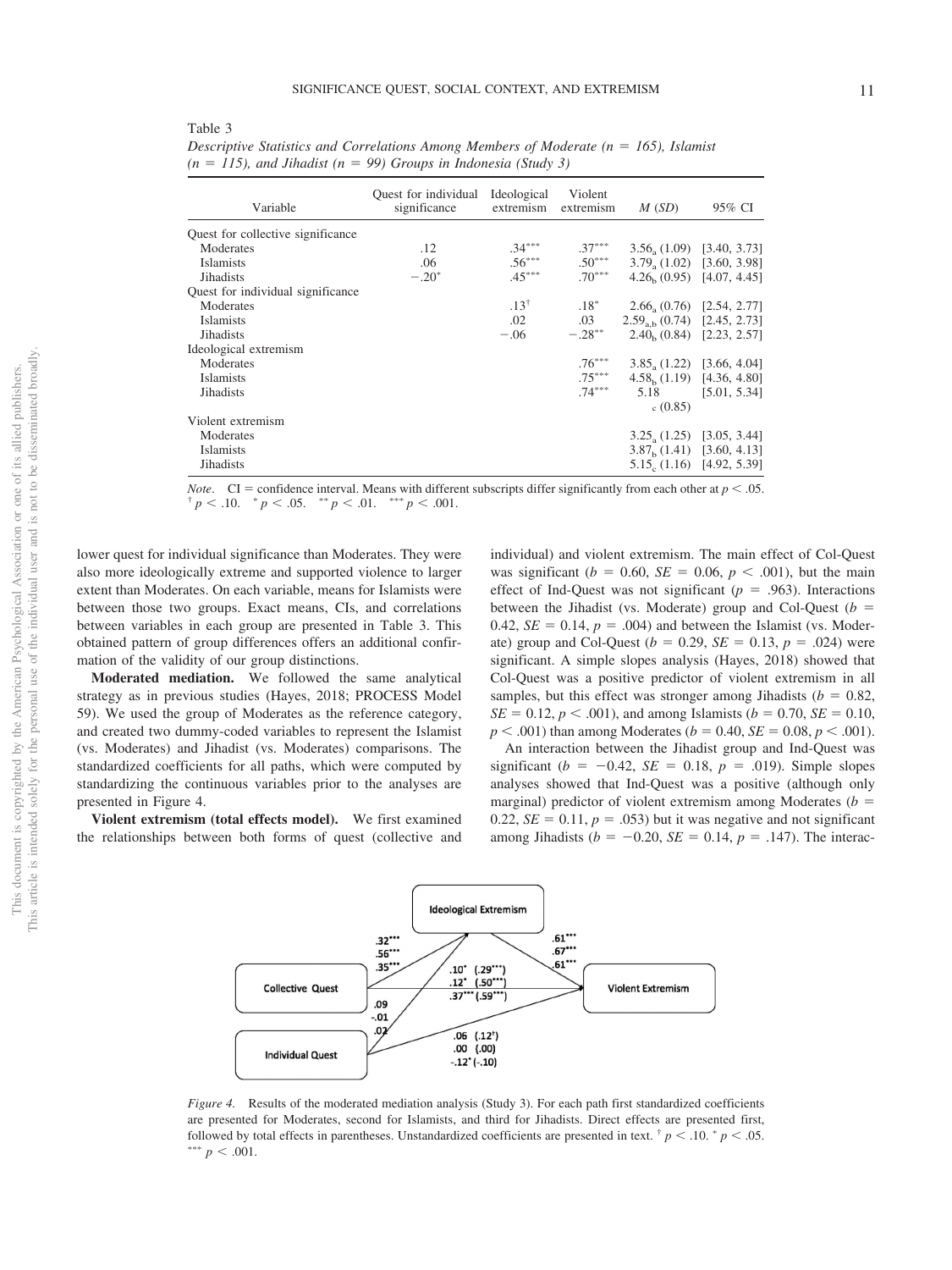Table 3

*Descriptive Statistics and Correlations Among Members of Moderate (n = 165), Islamist (n = 115), and Jihadist (n = 99) Groups in Indonesia (Study 3)*

| Variable | Quest for individual significance | Ideological extremism | Violent extremism | *M* (*SD*) | 95% CI |
|---|---|---|---|---|---|
| Quest for collective significance | | | | | |
| Moderates | .12 | .34*** | .37*** | $3.56_a$ (1.09) | [3.40, 3.73] |
| Islamists | .06 | .56*** | .50*** | $3.79_a$ (1.02) | [3.60, 3.98] |
| Jihadists | −.20* | .45*** | .70*** | $4.26_b$ (0.95) | [4.07, 4.45] |
| Quest for individual significance | | | | | |
| Moderates | | .13† | .18* | $2.66_a$ (0.76) | [2.54, 2.77] |
| Islamists | | .02 | .03 | $2.59_{a,b}$ (0.74) | [2.45, 2.73] |
| Jihadists | | −.06 | −.28** | $2.40_b$ (0.84) | [2.23, 2.57] |
| Ideological extremism | | | | | |
| Moderates | | | .76*** | $3.85_a$ (1.22) | [3.66, 4.04] |
| Islamists | | | .75*** | $4.58_b$ (1.19) | [4.36, 4.80] |
| Jihadists | | | .74*** | $5.18_c$ (0.85) | [5.01, 5.34] |
| Violent extremism | | | | | |
| Moderates | | | | $3.25_a$ (1.25) | [3.05, 3.44] |
| Islamists | | | | $3.87_b$ (1.41) | [3.60, 4.13] |
| Jihadists | | | | $5.15_c$ (1.16) | [4.92, 5.39] |

*Note*. CI = confidence interval. Means with different subscripts differ significantly from each other at $p < .05$.
† $p < .10$. * $p < .05$. ** $p < .01$. *** $p < .001$.

lower quest for individual significance than Moderates. They were also more ideologically extreme and supported violence to larger extent than Moderates. On each variable, means for Islamists were between those two groups. Exact means, CIs, and correlations between variables in each group are presented in Table 3. This obtained pattern of group differences offers an additional confirmation of the validity of our group distinctions.

**Moderated mediation.** We followed the same analytical strategy as in previous studies (Hayes, 2018; PROCESS Model 59). We used the group of Moderates as the reference category, and created two dummy-coded variables to represent the Islamist (vs. Moderates) and Jihadist (vs. Moderates) comparisons. The standardized coefficients for all paths, which were computed by standardizing the continuous variables prior to the analyses are presented in Figure 4.

**Violent extremism (total effects model).** We first examined the relationships between both forms of quest (collective and individual) and violent extremism. The main effect of Col-Quest was significant ($b = 0.60$, $SE = 0.06$, $p < .001$), but the main effect of Ind-Quest was not significant ($p = .963$). Interactions between the Jihadist (vs. Moderate) group and Col-Quest ($b = 0.42$, $SE = 0.14$, $p = .004$) and between the Islamist (vs. Moderate) group and Col-Quest ($b = 0.29$, $SE = 0.13$, $p = .024$) were significant. A simple slopes analysis (Hayes, 2018) showed that Col-Quest was a positive predictor of violent extremism in all samples, but this effect was stronger among Jihadists ($b = 0.82$, $SE = 0.12$, $p < .001$), and among Islamists ($b = 0.70$, $SE = 0.10$, $p < .001$) than among Moderates ($b = 0.40$, $SE = 0.08$, $p < .001$).

An interaction between the Jihadist group and Ind-Quest was significant ($b = -0.42$, $SE = 0.18$, $p = .019$). Simple slopes analyses showed that Ind-Quest was a positive (although only marginal) predictor of violent extremism among Moderates ($b = 0.22$, $SE = 0.11$, $p = .053$) but it was negative and not significant among Jihadists ($b = -0.20$, $SE = 0.14$, $p = .147$). The interac-

*Figure 4.* Results of the moderated mediation analysis (Study 3). For each path first standardized coefficients are presented for Moderates, second for Islamists, and third for Jihadists. Direct effects are presented first, followed by total effects in parentheses. Unstandardized coefficients are presented in text. † $p < .10$. * $p < .05$. *** $p < .001$.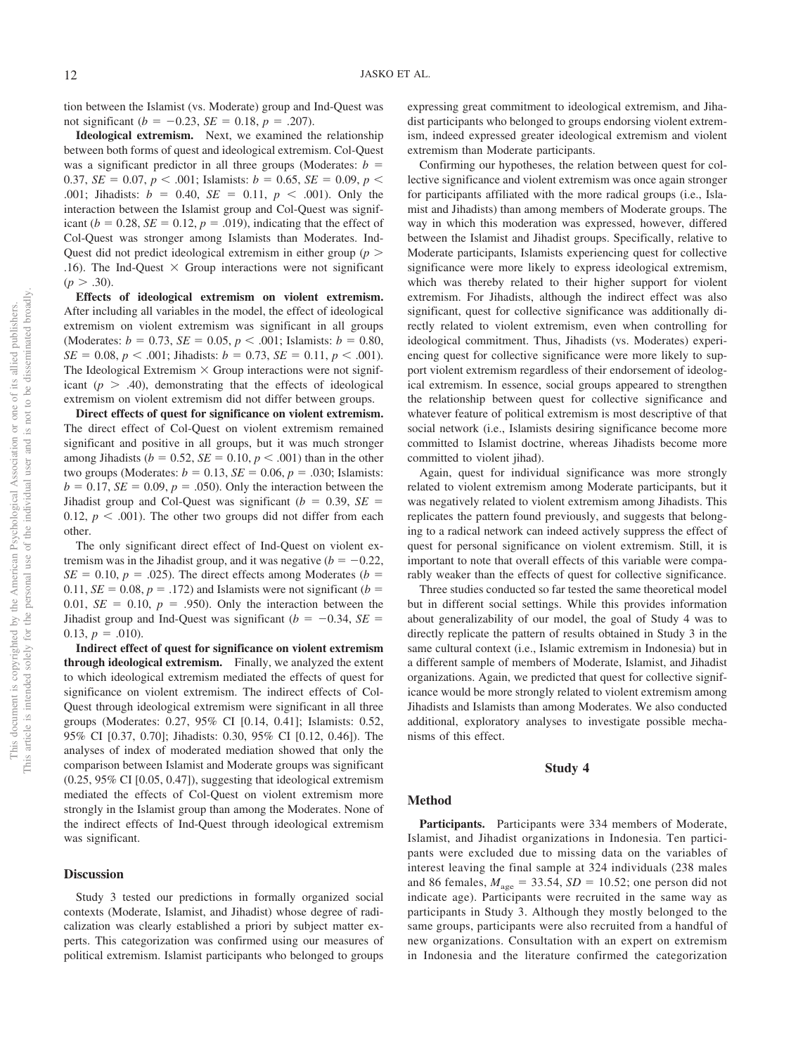tion between the Islamist (vs. Moderate) group and Ind-Quest was not significant ($b = -0.23$, $SE = 0.18$, $p = .207$).

**Ideological extremism.** Next, we examined the relationship between both forms of quest and ideological extremism. Col-Quest was a significant predictor in all three groups (Moderates: $b = 0.37$, $SE = 0.07$, $p < .001$; Islamists: $b = 0.65$, $SE = 0.09$, $p < .001$; Jihadists: $b = 0.40$, $SE = 0.11$, $p < .001$). Only the interaction between the Islamist group and Col-Quest was significant ($b = 0.28$, $SE = 0.12$, $p = .019$), indicating that the effect of Col-Quest was stronger among Islamists than Moderates. Ind-Quest did not predict ideological extremism in either group ($p > .16$). The Ind-Quest × Group interactions were not significant ($p > .30$).

**Effects of ideological extremism on violent extremism.** After including all variables in the model, the effect of ideological extremism on violent extremism was significant in all groups (Moderates: $b = 0.73$, $SE = 0.05$, $p < .001$; Islamists: $b = 0.80$, $SE = 0.08$, $p < .001$; Jihadists: $b = 0.73$, $SE = 0.11$, $p < .001$). The Ideological Extremism × Group interactions were not significant ($p > .40$), demonstrating that the effects of ideological extremism on violent extremism did not differ between groups.

**Direct effects of quest for significance on violent extremism.** The direct effect of Col-Quest on violent extremism remained significant and positive in all groups, but it was much stronger among Jihadists ($b = 0.52$, $SE = 0.10$, $p < .001$) than in the other two groups (Moderates: $b = 0.13$, $SE = 0.06$, $p = .030$; Islamists: $b = 0.17$, $SE = 0.09$, $p = .050$). Only the interaction between the Jihadist group and Col-Quest was significant ($b = 0.39$, $SE = 0.12$, $p < .001$). The other two groups did not differ from each other.

The only significant direct effect of Ind-Quest on violent extremism was in the Jihadist group, and it was negative ($b = -0.22$, $SE = 0.10$, $p = .025$). The direct effects among Moderates ($b = 0.11$, $SE = 0.08$, $p = .172$) and Islamists were not significant ($b = 0.01$, $SE = 0.10$, $p = .950$). Only the interaction between the Jihadist group and Ind-Quest was significant ($b = -0.34$, $SE = 0.13$, $p = .010$).

**Indirect effect of quest for significance on violent extremism through ideological extremism.** Finally, we analyzed the extent to which ideological extremism mediated the effects of quest for significance on violent extremism. The indirect effects of Col-Quest through ideological extremism were significant in all three groups (Moderates: 0.27, 95% CI [0.14, 0.41]; Islamists: 0.52, 95% CI [0.37, 0.70]; Jihadists: 0.30, 95% CI [0.12, 0.46]). The analyses of index of moderated mediation showed that only the comparison between Islamist and Moderate groups was significant (0.25, 95% CI [0.05, 0.47]), suggesting that ideological extremism mediated the effects of Col-Quest on violent extremism more strongly in the Islamist group than among the Moderates. None of the indirect effects of Ind-Quest through ideological extremism was significant.

### Discussion

Study 3 tested our predictions in formally organized social contexts (Moderate, Islamist, and Jihadist) whose degree of radicalization was clearly established a priori by subject matter experts. This categorization was confirmed using our measures of political extremism. Islamist participants who belonged to groups expressing great commitment to ideological extremism, and Jihadist participants who belonged to groups endorsing violent extremism, indeed expressed greater ideological extremism and violent extremism than Moderate participants.

Confirming our hypotheses, the relation between quest for collective significance and violent extremism was once again stronger for participants affiliated with the more radical groups (i.e., Islamist and Jihadists) than among members of Moderate groups. The way in which this moderation was expressed, however, differed between the Islamist and Jihadist groups. Specifically, relative to Moderate participants, Islamists experiencing quest for collective significance were more likely to express ideological extremism, which was thereby related to their higher support for violent extremism. For Jihadists, although the indirect effect was also significant, quest for collective significance was additionally directly related to violent extremism, even when controlling for ideological commitment. Thus, Jihadists (vs. Moderates) experiencing quest for collective significance were more likely to support violent extremism regardless of their endorsement of ideological extremism. In essence, social groups appeared to strengthen the relationship between quest for collective significance and whatever feature of political extremism is most descriptive of that social network (i.e., Islamists desiring significance become more committed to Islamist doctrine, whereas Jihadists become more committed to violent jihad).

Again, quest for individual significance was more strongly related to violent extremism among Moderate participants, but it was negatively related to violent extremism among Jihadists. This replicates the pattern found previously, and suggests that belonging to a radical network can indeed actively suppress the effect of quest for personal significance on violent extremism. Still, it is important to note that overall effects of this variable were comparably weaker than the effects of quest for collective significance.

Three studies conducted so far tested the same theoretical model but in different social settings. While this provides information about generalizability of our model, the goal of Study 4 was to directly replicate the pattern of results obtained in Study 3 in the same cultural context (i.e., Islamic extremism in Indonesia) but in a different sample of members of Moderate, Islamist, and Jihadist organizations. Again, we predicted that quest for collective significance would be more strongly related to violent extremism among Jihadists and Islamists than among Moderates. We also conducted additional, exploratory analyses to investigate possible mechanisms of this effect.

## Study 4

### Method

**Participants.** Participants were 334 members of Moderate, Islamist, and Jihadist organizations in Indonesia. Ten participants were excluded due to missing data on the variables of interest leaving the final sample at 324 individuals (238 males and 86 females, $M_{age} = 33.54$, $SD = 10.52$; one person did not indicate age). Participants were recruited in the same way as participants in Study 3. Although they mostly belonged to the same groups, participants were also recruited from a handful of new organizations. Consultation with an expert on extremism in Indonesia and the literature confirmed the categorization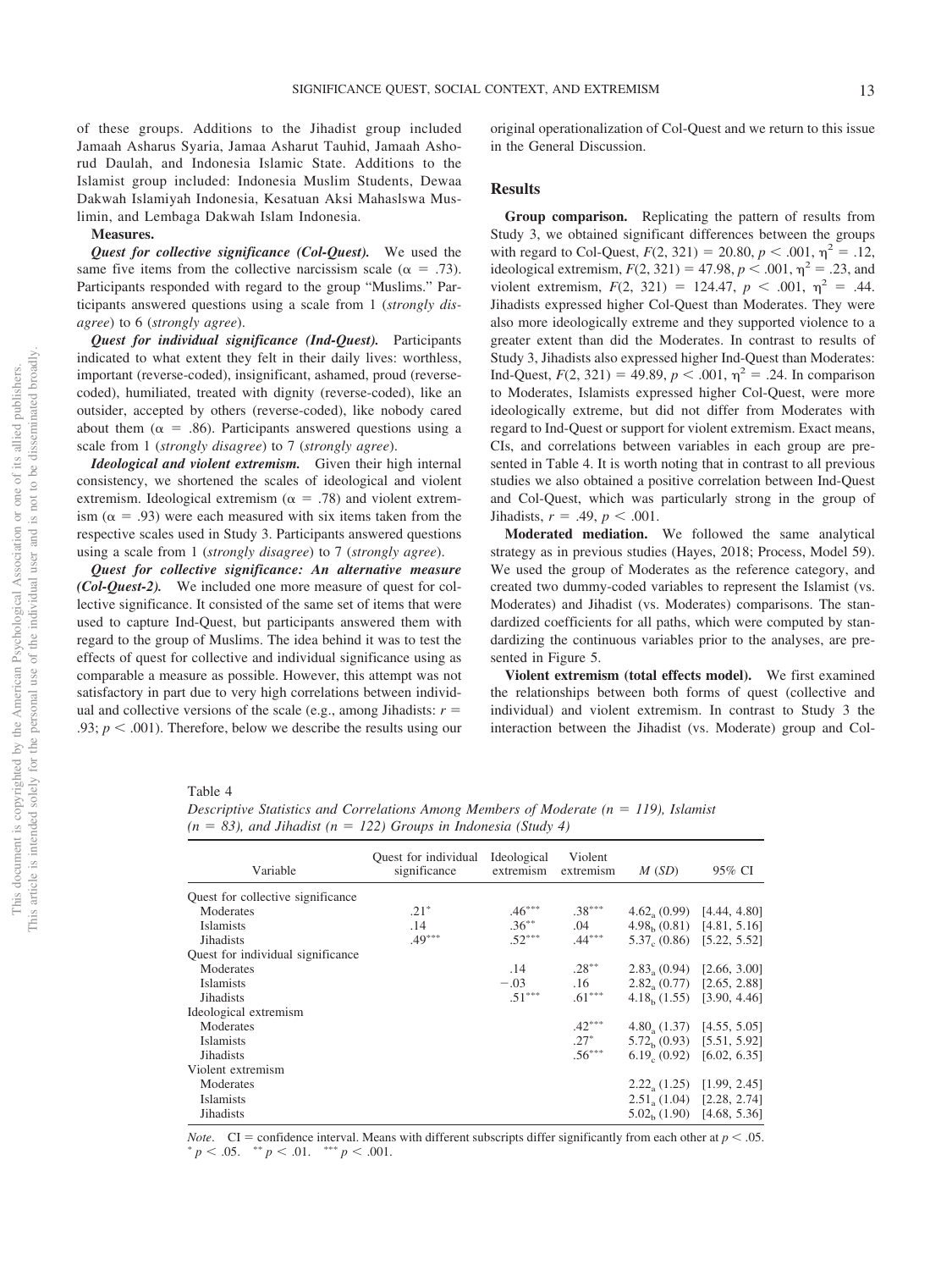of these groups. Additions to the Jihadist group included Jamaah Asharus Syaria, Jamaa Asharut Tauhid, Jamaah Ashorud Daulah, and Indonesia Islamic State. Additions to the Islamist group included: Indonesia Muslim Students, Dewaa Dakwah Islamiyah Indonesia, Kesatuan Aksi Mahaslswa Muslimin, and Lembaga Dakwah Islam Indonesia.

**Measures.**

***Quest for collective significance (Col-Quest).*** We used the same five items from the collective narcissism scale ($\alpha = .73$). Participants responded with regard to the group "Muslims." Participants answered questions using a scale from 1 (*strongly disagree*) to 6 (*strongly agree*).

***Quest for individual significance (Ind-Quest).*** Participants indicated to what extent they felt in their daily lives: worthless, important (reverse-coded), insignificant, ashamed, proud (reverse-coded), humiliated, treated with dignity (reverse-coded), like an outsider, accepted by others (reverse-coded), like nobody cared about them ($\alpha = .86$). Participants answered questions using a scale from 1 (*strongly disagree*) to 7 (*strongly agree*).

***Ideological and violent extremism.*** Given their high internal consistency, we shortened the scales of ideological and violent extremism. Ideological extremism ($\alpha = .78$) and violent extremism ($\alpha = .93$) were each measured with six items taken from the respective scales used in Study 3. Participants answered questions using a scale from 1 (*strongly disagree*) to 7 (*strongly agree*).

***Quest for collective significance: An alternative measure (Col-Quest-2).*** We included one more measure of quest for collective significance. It consisted of the same set of items that were used to capture Ind-Quest, but participants answered them with regard to the group of Muslims. The idea behind it was to test the effects of quest for collective and individual significance using as comparable a measure as possible. However, this attempt was not satisfactory in part due to very high correlations between individual and collective versions of the scale (e.g., among Jihadists: $r = .93$; $p < .001$). Therefore, below we describe the results using our original operationalization of Col-Quest and we return to this issue in the General Discussion.

## Results

**Group comparison.** Replicating the pattern of results from Study 3, we obtained significant differences between the groups with regard to Col-Quest, $F(2, 321) = 20.80$, $p < .001$, $\eta^2 = .12$, ideological extremism, $F(2, 321) = 47.98$, $p < .001$, $\eta^2 = .23$, and violent extremism, $F(2, 321) = 124.47$, $p < .001$, $\eta^2 = .44$. Jihadists expressed higher Col-Quest than Moderates. They were also more ideologically extreme and they supported violence to a greater extent than did the Moderates. In contrast to results of Study 3, Jihadists also expressed higher Ind-Quest than Moderates: Ind-Quest, $F(2, 321) = 49.89$, $p < .001$, $\eta^2 = .24$. In comparison to Moderates, Islamists expressed higher Col-Quest, were more ideologically extreme, but did not differ from Moderates with regard to Ind-Quest or support for violent extremism. Exact means, CIs, and correlations between variables in each group are presented in Table 4. It is worth noting that in contrast to all previous studies we also obtained a positive correlation between Ind-Quest and Col-Quest, which was particularly strong in the group of Jihadists, $r = .49$, $p < .001$.

**Moderated mediation.** We followed the same analytical strategy as in previous studies (Hayes, 2018; Process, Model 59). We used the group of Moderates as the reference category, and created two dummy-coded variables to represent the Islamist (vs. Moderates) and Jihadist (vs. Moderates) comparisons. The standardized coefficients for all paths, which were computed by standardizing the continuous variables prior to the analyses, are presented in Figure 5.

**Violent extremism (total effects model).** We first examined the relationships between both forms of quest (collective and individual) and violent extremism. In contrast to Study 3 the interaction between the Jihadist (vs. Moderate) group and Col-

Table 4
*Descriptive Statistics and Correlations Among Members of Moderate (n = 119), Islamist (n = 83), and Jihadist (n = 122) Groups in Indonesia (Study 4)*

| Variable | Quest for individual significance | Ideological extremism | Violent extremism | *M* (*SD*) | 95% CI |
|---|---|---|---|---|---|
| Quest for collective significance | | | | | |
| Moderates | .21* | .46*** | .38*** | $4.62_a$ (0.99) | [4.44, 4.80] |
| Islamists | .14 | .36** | .04 | $4.98_b$ (0.81) | [4.81, 5.16] |
| Jihadists | .49*** | .52*** | .44*** | $5.37_c$ (0.86) | [5.22, 5.52] |
| Quest for individual significance | | | | | |
| Moderates | | .14 | .28** | $2.83_a$ (0.94) | [2.66, 3.00] |
| Islamists | | −.03 | .16 | $2.82_a$ (0.77) | [2.65, 2.88] |
| Jihadists | | .51*** | .61*** | $4.18_b$ (1.55) | [3.90, 4.46] |
| Ideological extremism | | | | | |
| Moderates | | | .42*** | $4.80_a$ (1.37) | [4.55, 5.05] |
| Islamists | | | .27* | $5.72_b$ (0.93) | [5.51, 5.92] |
| Jihadists | | | .56*** | $6.19_c$ (0.92) | [6.02, 6.35] |
| Violent extremism | | | | | |
| Moderates | | | | $2.22_a$ (1.25) | [1.99, 2.45] |
| Islamists | | | | $2.51_a$ (1.04) | [2.28, 2.74] |
| Jihadists | | | | $5.02_b$ (1.90) | [4.68, 5.36] |

*Note.* CI = confidence interval. Means with different subscripts differ significantly from each other at $p < .05$.
* $p < .05$. ** $p < .01$. *** $p < .001$.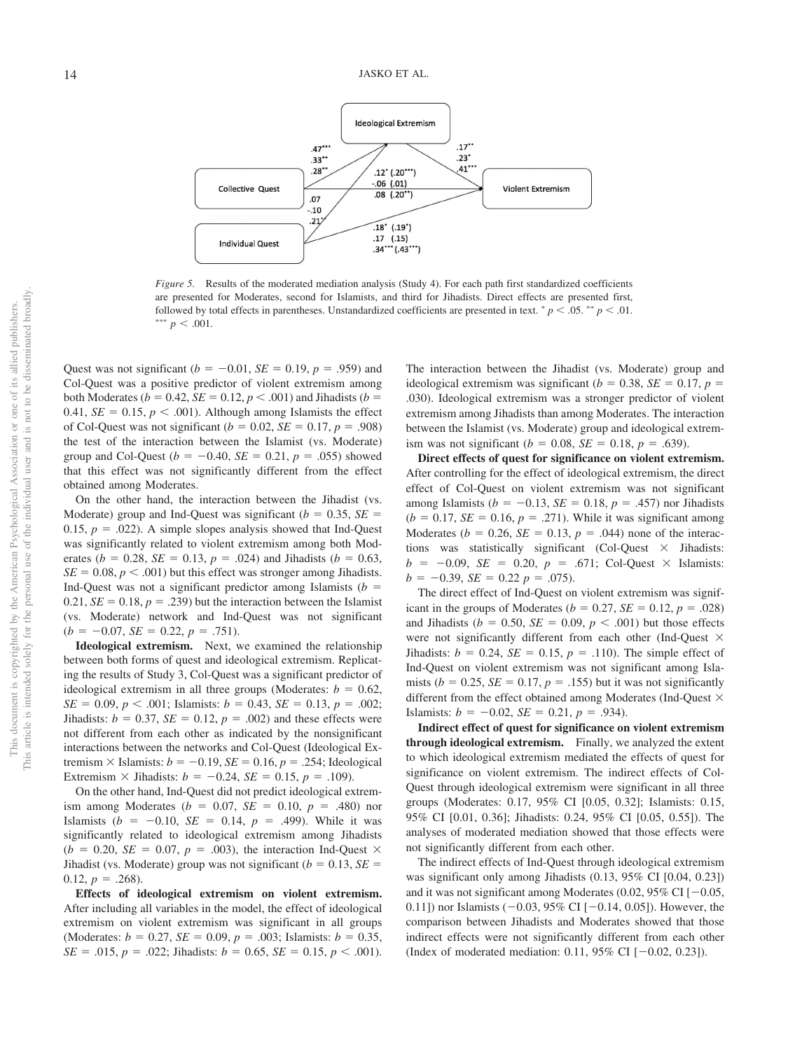*Figure 5.* Results of the moderated mediation analysis (Study 4). For each path first standardized coefficients are presented for Moderates, second for Islamists, and third for Jihadists. Direct effects are presented first, followed by total effects in parentheses. Unstandardized coefficients are presented in text. * $p < .05$. ** $p < .01$. *** $p < .001$.

Quest was not significant ($b = -0.01$, $SE = 0.19$, $p = .959$) and Col-Quest was a positive predictor of violent extremism among both Moderates ($b = 0.42$, $SE = 0.12$, $p < .001$) and Jihadists ($b = 0.41$, $SE = 0.15$, $p < .001$). Although among Islamists the effect of Col-Quest was not significant ($b = 0.02$, $SE = 0.17$, $p = .908$) the test of the interaction between the Islamist (vs. Moderate) group and Col-Quest ($b = -0.40$, $SE = 0.21$, $p = .055$) showed that this effect was not significantly different from the effect obtained among Moderates.

On the other hand, the interaction between the Jihadist (vs. Moderate) group and Ind-Quest was significant ($b = 0.35$, $SE = 0.15$, $p = .022$). A simple slopes analysis showed that Ind-Quest was significantly related to violent extremism among both Moderates ($b = 0.28$, $SE = 0.13$, $p = .024$) and Jihadists ($b = 0.63$, $SE = 0.08$, $p < .001$) but this effect was stronger among Jihadists. Ind-Quest was not a significant predictor among Islamists ($b = 0.21$, $SE = 0.18$, $p = .239$) but the interaction between the Islamist (vs. Moderate) network and Ind-Quest was not significant ($b = -0.07$, $SE = 0.22$, $p = .751$).

**Ideological extremism.** Next, we examined the relationship between both forms of quest and ideological extremism. Replicating the results of Study 3, Col-Quest was a significant predictor of ideological extremism in all three groups (Moderates: $b = 0.62$, $SE = 0.09$, $p < .001$; Islamists: $b = 0.43$, $SE = 0.13$, $p = .002$; Jihadists: $b = 0.37$, $SE = 0.12$, $p = .002$) and these effects were not different from each other as indicated by the nonsignificant interactions between the networks and Col-Quest (Ideological Extremism × Islamists: $b = -0.19$, $SE = 0.16$, $p = .254$; Ideological Extremism × Jihadists: $b = -0.24$, $SE = 0.15$, $p = .109$).

On the other hand, Ind-Quest did not predict ideological extremism among Moderates ($b = 0.07$, $SE = 0.10$, $p = .480$) nor Islamists ($b = -0.10$, $SE = 0.14$, $p = .499$). While it was significantly related to ideological extremism among Jihadists ($b = 0.20$, $SE = 0.07$, $p = .003$), the interaction Ind-Quest × Jihadist (vs. Moderate) group was not significant ($b = 0.13$, $SE = 0.12$, $p = .268$).

**Effects of ideological extremism on violent extremism.** After including all variables in the model, the effect of ideological extremism on violent extremism was significant in all groups (Moderates: $b = 0.27$, $SE = 0.09$, $p = .003$; Islamists: $b = 0.35$, $SE = .015$, $p = .022$; Jihadists: $b = 0.65$, $SE = 0.15$, $p < .001$). The interaction between the Jihadist (vs. Moderate) group and ideological extremism was significant ($b = 0.38$, $SE = 0.17$, $p = .030$). Ideological extremism was a stronger predictor of violent extremism among Jihadists than among Moderates. The interaction between the Islamist (vs. Moderate) group and ideological extremism was not significant ($b = 0.08$, $SE = 0.18$, $p = .639$).

**Direct effects of quest for significance on violent extremism.** After controlling for the effect of ideological extremism, the direct effect of Col-Quest on violent extremism was not significant among Islamists ($b = -0.13$, $SE = 0.18$, $p = .457$) nor Jihadists ($b = 0.17$, $SE = 0.16$, $p = .271$). While it was significant among Moderates ($b = 0.26$, $SE = 0.13$, $p = .044$) none of the interactions was statistically significant (Col-Quest × Jihadists: $b = -0.09$, $SE = 0.20$, $p = .671$; Col-Quest × Islamists: $b = -0.39$, $SE = 0.22$ $p = .075$).

The direct effect of Ind-Quest on violent extremism was significant in the groups of Moderates ($b = 0.27$, $SE = 0.12$, $p = .028$) and Jihadists ($b = 0.50$, $SE = 0.09$, $p < .001$) but those effects were not significantly different from each other (Ind-Quest × Jihadists: $b = 0.24$, $SE = 0.15$, $p = .110$). The simple effect of Ind-Quest on violent extremism was not significant among Islamists ($b = 0.25$, $SE = 0.17$, $p = .155$) but it was not significantly different from the effect obtained among Moderates (Ind-Quest × Islamists: $b = -0.02$, $SE = 0.21$, $p = .934$).

**Indirect effect of quest for significance on violent extremism through ideological extremism.** Finally, we analyzed the extent to which ideological extremism mediated the effects of quest for significance on violent extremism. The indirect effects of Col-Quest through ideological extremism were significant in all three groups (Moderates: 0.17, 95% CI [0.05, 0.32]; Islamists: 0.15, 95% CI [0.01, 0.36]; Jihadists: 0.24, 95% CI [0.05, 0.55]). The analyses of moderated mediation showed that those effects were not significantly different from each other.

The indirect effects of Ind-Quest through ideological extremism was significant only among Jihadists (0.13, 95% CI [0.04, 0.23]) and it was not significant among Moderates (0.02, 95% CI [−0.05, 0.11]) nor Islamists (−0.03, 95% CI [−0.14, 0.05]). However, the comparison between Jihadists and Moderates showed that those indirect effects were not significantly different from each other (Index of moderated mediation: 0.11, 95% CI [−0.02, 0.23]).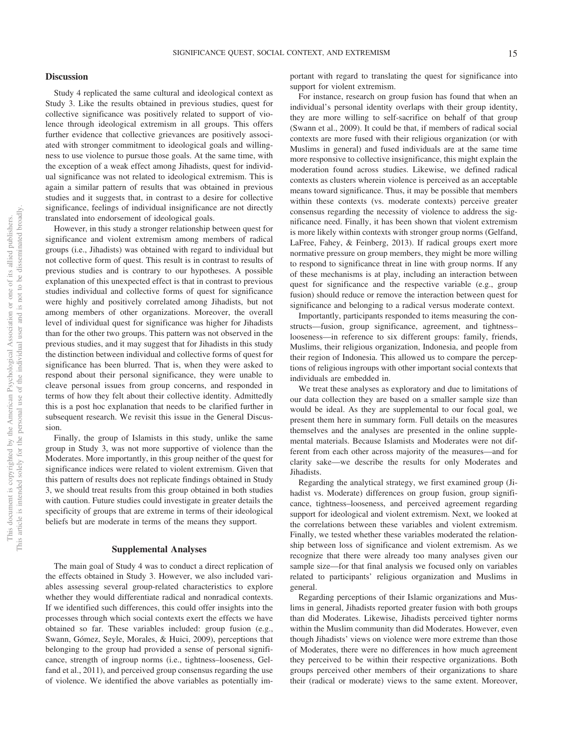### Discussion

Study 4 replicated the same cultural and ideological context as Study 3. Like the results obtained in previous studies, quest for collective significance was positively related to support of violence through ideological extremism in all groups. This offers further evidence that collective grievances are positively associated with stronger commitment to ideological goals and willingness to use violence to pursue those goals. At the same time, with the exception of a weak effect among Jihadists, quest for individual significance was not related to ideological extremism. This is again a similar pattern of results that was obtained in previous studies and it suggests that, in contrast to a desire for collective significance, feelings of individual insignificance are not directly translated into endorsement of ideological goals.

However, in this study a stronger relationship between quest for significance and violent extremism among members of radical groups (i.e., Jihadists) was obtained with regard to individual but not collective form of quest. This result is in contrast to results of previous studies and is contrary to our hypotheses. A possible explanation of this unexpected effect is that in contrast to previous studies individual and collective forms of quest for significance were highly and positively correlated among Jihadists, but not among members of other organizations. Moreover, the overall level of individual quest for significance was higher for Jihadists than for the other two groups. This pattern was not observed in the previous studies, and it may suggest that for Jihadists in this study the distinction between individual and collective forms of quest for significance has been blurred. That is, when they were asked to respond about their personal significance, they were unable to cleave personal issues from group concerns, and responded in terms of how they felt about their collective identity. Admittedly this is a post hoc explanation that needs to be clarified further in subsequent research. We revisit this issue in the General Discussion.

Finally, the group of Islamists in this study, unlike the same group in Study 3, was not more supportive of violence than the Moderates. More importantly, in this group neither of the quest for significance indices were related to violent extremism. Given that this pattern of results does not replicate findings obtained in Study 3, we should treat results from this group obtained in both studies with caution. Future studies could investigate in greater details the specificity of groups that are extreme in terms of their ideological beliefs but are moderate in terms of the means they support.

## Supplemental Analyses

The main goal of Study 4 was to conduct a direct replication of the effects obtained in Study 3. However, we also included variables assessing several group-related characteristics to explore whether they would differentiate radical and nonradical contexts. If we identified such differences, this could offer insights into the processes through which social contexts exert the effects we have obtained so far. These variables included: group fusion (e.g., Swann, Gómez, Seyle, Morales, & Huici, 2009), perceptions that belonging to the group had provided a sense of personal significance, strength of ingroup norms (i.e., tightness–looseness, Gelfand et al., 2011), and perceived group consensus regarding the use of violence. We identified the above variables as potentially important with regard to translating the quest for significance into support for violent extremism.

For instance, research on group fusion has found that when an individual's personal identity overlaps with their group identity, they are more willing to self-sacrifice on behalf of that group (Swann et al., 2009). It could be that, if members of radical social contexts are more fused with their religious organization (or with Muslims in general) and fused individuals are at the same time more responsive to collective insignificance, this might explain the moderation found across studies. Likewise, we defined radical contexts as clusters wherein violence is perceived as an acceptable means toward significance. Thus, it may be possible that members within these contexts (vs. moderate contexts) perceive greater consensus regarding the necessity of violence to address the significance need. Finally, it has been shown that violent extremism is more likely within contexts with stronger group norms (Gelfand, LaFree, Fahey, & Feinberg, 2013). If radical groups exert more normative pressure on group members, they might be more willing to respond to significance threat in line with group norms. If any of these mechanisms is at play, including an interaction between quest for significance and the respective variable (e.g., group fusion) should reduce or remove the interaction between quest for significance and belonging to a radical versus moderate context.

Importantly, participants responded to items measuring the constructs—fusion, group significance, agreement, and tightness–looseness—in reference to six different groups: family, friends, Muslims, their religious organization, Indonesia, and people from their region of Indonesia. This allowed us to compare the perceptions of religious ingroups with other important social contexts that individuals are embedded in.

We treat these analyses as exploratory and due to limitations of our data collection they are based on a smaller sample size than would be ideal. As they are supplemental to our focal goal, we present them here in summary form. Full details on the measures themselves and the analyses are presented in the online supplemental materials. Because Islamists and Moderates were not different from each other across majority of the measures—and for clarity sake—we describe the results for only Moderates and Jihadists.

Regarding the analytical strategy, we first examined group (Jihadist vs. Moderate) differences on group fusion, group significance, tightness–looseness, and perceived agreement regarding support for ideological and violent extremism. Next, we looked at the correlations between these variables and violent extremism. Finally, we tested whether these variables moderated the relationship between loss of significance and violent extremism. As we recognize that there were already too many analyses given our sample size—for that final analysis we focused only on variables related to participants' religious organization and Muslims in general.

Regarding perceptions of their Islamic organizations and Muslims in general, Jihadists reported greater fusion with both groups than did Moderates. Likewise, Jihadists perceived tighter norms within the Muslim community than did Moderates. However, even though Jihadists' views on violence were more extreme than those of Moderates, there were no differences in how much agreement they perceived to be within their respective organizations. Both groups perceived other members of their organizations to share their (radical or moderate) views to the same extent. Moreover,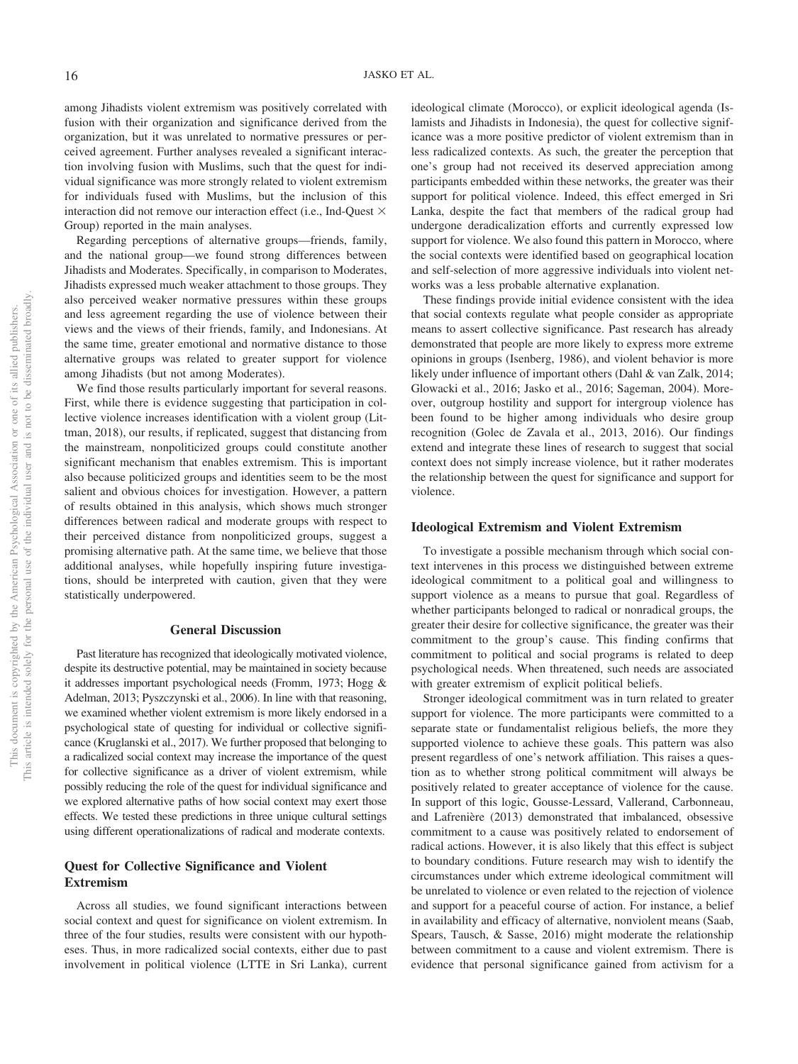among Jihadists violent extremism was positively correlated with fusion with their organization and significance derived from the organization, but it was unrelated to normative pressures or perceived agreement. Further analyses revealed a significant interaction involving fusion with Muslims, such that the quest for individual significance was more strongly related to violent extremism for individuals fused with Muslims, but the inclusion of this interaction did not remove our interaction effect (i.e., Ind-Quest × Group) reported in the main analyses.

Regarding perceptions of alternative groups—friends, family, and the national group—we found strong differences between Jihadists and Moderates. Specifically, in comparison to Moderates, Jihadists expressed much weaker attachment to those groups. They also perceived weaker normative pressures within these groups and less agreement regarding the use of violence between their views and the views of their friends, family, and Indonesians. At the same time, greater emotional and normative distance to those alternative groups was related to greater support for violence among Jihadists (but not among Moderates).

We find those results particularly important for several reasons. First, while there is evidence suggesting that participation in collective violence increases identification with a violent group (Littman, 2018), our results, if replicated, suggest that distancing from the mainstream, nonpoliticized groups could constitute another significant mechanism that enables extremism. This is important also because politicized groups and identities seem to be the most salient and obvious choices for investigation. However, a pattern of results obtained in this analysis, which shows much stronger differences between radical and moderate groups with respect to their perceived distance from nonpoliticized groups, suggest a promising alternative path. At the same time, we believe that those additional analyses, while hopefully inspiring future investigations, should be interpreted with caution, given that they were statistically underpowered.

## General Discussion

Past literature has recognized that ideologically motivated violence, despite its destructive potential, may be maintained in society because it addresses important psychological needs (Fromm, 1973; Hogg & Adelman, 2013; Pyszczynski et al., 2006). In line with that reasoning, we examined whether violent extremism is more likely endorsed in a psychological state of questing for individual or collective significance (Kruglanski et al., 2017). We further proposed that belonging to a radicalized social context may increase the importance of the quest for collective significance as a driver of violent extremism, while possibly reducing the role of the quest for individual significance and we explored alternative paths of how social context may exert those effects. We tested these predictions in three unique cultural settings using different operationalizations of radical and moderate contexts.

### Quest for Collective Significance and Violent Extremism

Across all studies, we found significant interactions between social context and quest for significance on violent extremism. In three of the four studies, results were consistent with our hypotheses. Thus, in more radicalized social contexts, either due to past involvement in political violence (LTTE in Sri Lanka), current ideological climate (Morocco), or explicit ideological agenda (Islamists and Jihadists in Indonesia), the quest for collective significance was a more positive predictor of violent extremism than in less radicalized contexts. As such, the greater the perception that one's group had not received its deserved appreciation among participants embedded within these networks, the greater was their support for political violence. Indeed, this effect emerged in Sri Lanka, despite the fact that members of the radical group had undergone deradicalization efforts and currently expressed low support for violence. We also found this pattern in Morocco, where the social contexts were identified based on geographical location and self-selection of more aggressive individuals into violent networks was a less probable alternative explanation.

These findings provide initial evidence consistent with the idea that social contexts regulate what people consider as appropriate means to assert collective significance. Past research has already demonstrated that people are more likely to express more extreme opinions in groups (Isenberg, 1986), and violent behavior is more likely under influence of important others (Dahl & van Zalk, 2014; Glowacki et al., 2016; Jasko et al., 2016; Sageman, 2004). Moreover, outgroup hostility and support for intergroup violence has been found to be higher among individuals who desire group recognition (Golec de Zavala et al., 2013, 2016). Our findings extend and integrate these lines of research to suggest that social context does not simply increase violence, but it rather moderates the relationship between the quest for significance and support for violence.

### Ideological Extremism and Violent Extremism

To investigate a possible mechanism through which social context intervenes in this process we distinguished between extreme ideological commitment to a political goal and willingness to support violence as a means to pursue that goal. Regardless of whether participants belonged to radical or nonradical groups, the greater their desire for collective significance, the greater was their commitment to the group's cause. This finding confirms that commitment to political and social programs is related to deep psychological needs. When threatened, such needs are associated with greater extremism of explicit political beliefs.

Stronger ideological commitment was in turn related to greater support for violence. The more participants were committed to a separate state or fundamentalist religious beliefs, the more they supported violence to achieve these goals. This pattern was also present regardless of one's network affiliation. This raises a question as to whether strong political commitment will always be positively related to greater acceptance of violence for the cause. In support of this logic, Gousse-Lessard, Vallerand, Carbonneau, and Lafrenière (2013) demonstrated that imbalanced, obsessive commitment to a cause was positively related to endorsement of radical actions. However, it is also likely that this effect is subject to boundary conditions. Future research may wish to identify the circumstances under which extreme ideological commitment will be unrelated to violence or even related to the rejection of violence and support for a peaceful course of action. For instance, a belief in availability and efficacy of alternative, nonviolent means (Saab, Spears, Tausch, & Sasse, 2016) might moderate the relationship between commitment to a cause and violent extremism. There is evidence that personal significance gained from activism for a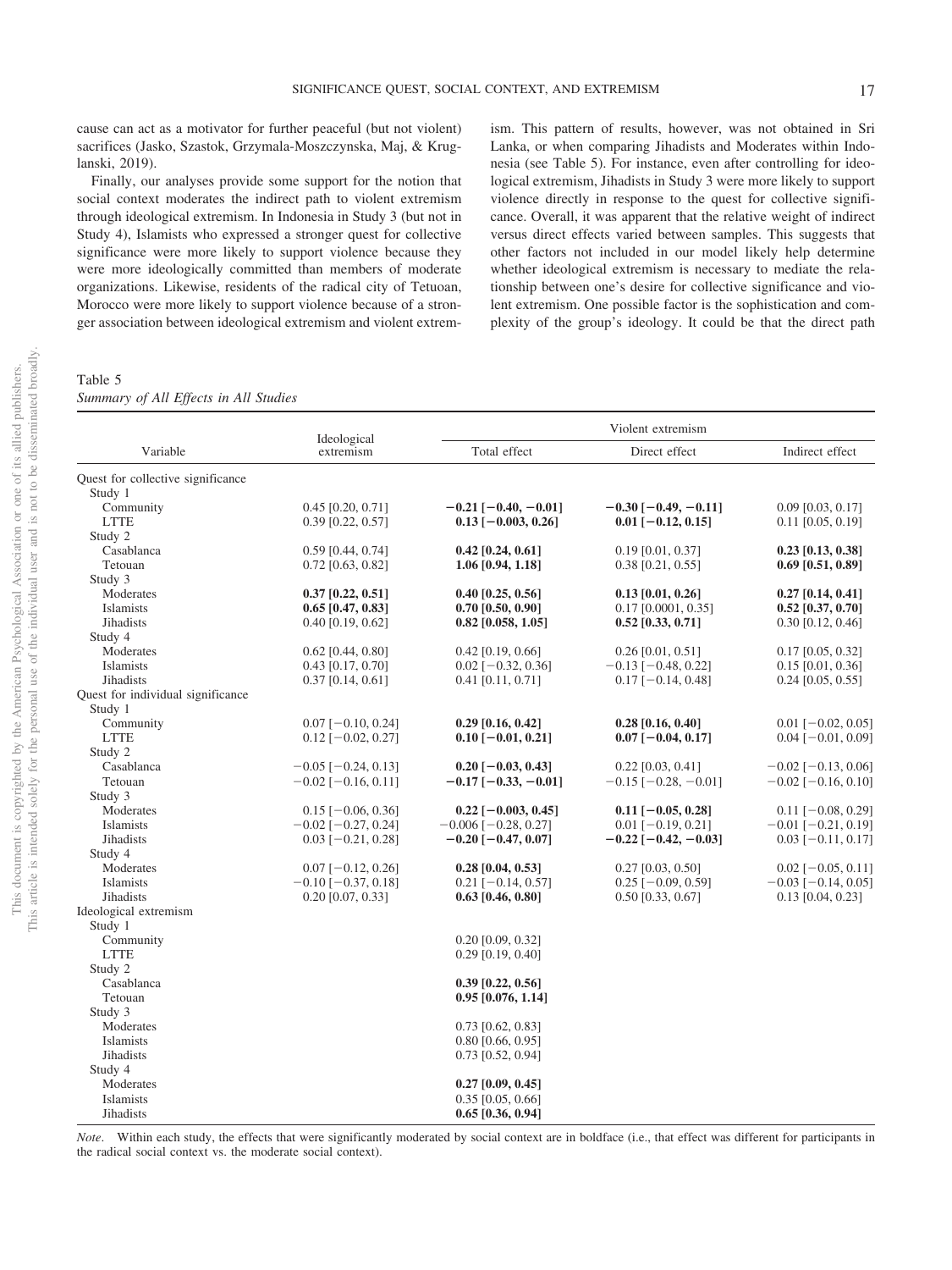cause can act as a motivator for further peaceful (but not violent) sacrifices (Jasko, Szastok, Grzymala-Moszczynska, Maj, & Kruglanski, 2019).

Finally, our analyses provide some support for the notion that social context moderates the indirect path to violent extremism through ideological extremism. In Indonesia in Study 3 (but not in Study 4), Islamists who expressed a stronger quest for collective significance were more likely to support violence because they were more ideologically committed than members of moderate organizations. Likewise, residents of the radical city of Tetuoan, Morocco were more likely to support violence because of a stronger association between ideological extremism and violent extremism. This pattern of results, however, was not obtained in Sri Lanka, or when comparing Jihadists and Moderates within Indonesia (see Table 5). For instance, even after controlling for ideological extremism, Jihadists in Study 3 were more likely to support violence directly in response to the quest for collective significance. Overall, it was apparent that the relative weight of indirect versus direct effects varied between samples. This suggests that other factors not included in our model likely help determine whether ideological extremism is necessary to mediate the relationship between one's desire for collective significance and violent extremism. One possible factor is the sophistication and complexity of the group's ideology. It could be that the direct path

Table 5
*Summary of All Effects in All Studies*

| Variable | Ideological extremism | Violent extremism | | |
|---|---|---|---|---|
| | | Total effect | Direct effect | Indirect effect |
| Quest for collective significance | | | | |
| Study 1 | | | | |
| Community | 0.45 [0.20, 0.71] | **−0.21 [−0.40, −0.01]** | **−0.30 [−0.49, −0.11]** | 0.09 [0.03, 0.17] |
| LTTE | 0.39 [0.22, 0.57] | **0.13 [−0.003, 0.26]** | **0.01 [−0.12, 0.15]** | 0.11 [0.05, 0.19] |
| Study 2 | | | | |
| Casablanca | 0.59 [0.44, 0.74] | **0.42 [0.24, 0.61]** | 0.19 [0.01, 0.37] | **0.23 [0.13, 0.38]** |
| Tetouan | 0.72 [0.63, 0.82] | **1.06 [0.94, 1.18]** | 0.38 [0.21, 0.55] | **0.69 [0.51, 0.89]** |
| Study 3 | | | | |
| Moderates | **0.37 [0.22, 0.51]** | **0.40 [0.25, 0.56]** | **0.13 [0.01, 0.26]** | **0.27 [0.14, 0.41]** |
| Islamists | **0.65 [0.47, 0.83]** | **0.70 [0.50, 0.90]** | 0.17 [0.0001, 0.35] | **0.52 [0.37, 0.70]** |
| Jihadists | 0.40 [0.19, 0.62] | **0.82 [0.058, 1.05]** | **0.52 [0.33, 0.71]** | 0.30 [0.12, 0.46] |
| Study 4 | | | | |
| Moderates | 0.62 [0.44, 0.80] | 0.42 [0.19, 0.66] | 0.26 [0.01, 0.51] | 0.17 [0.05, 0.32] |
| Islamists | 0.43 [0.17, 0.70] | 0.02 [−0.32, 0.36] | −0.13 [−0.48, 0.22] | 0.15 [0.01, 0.36] |
| Jihadists | 0.37 [0.14, 0.61] | 0.41 [0.11, 0.71] | 0.17 [−0.14, 0.48] | 0.24 [0.05, 0.55] |
| Quest for individual significance | | | | |
| Study 1 | | | | |
| Community | 0.07 [−0.10, 0.24] | **0.29 [0.16, 0.42]** | **0.28 [0.16, 0.40]** | 0.01 [−0.02, 0.05] |
| LTTE | 0.12 [−0.02, 0.27] | **0.10 [−0.01, 0.21]** | **0.07 [−0.04, 0.17]** | 0.04 [−0.01, 0.09] |
| Study 2 | | | | |
| Casablanca | −0.05 [−0.24, 0.13] | **0.20 [−0.03, 0.43]** | 0.22 [0.03, 0.41] | −0.02 [−0.13, 0.06] |
| Tetouan | −0.02 [−0.16, 0.11] | **−0.17 [−0.33, −0.01]** | −0.15 [−0.28, −0.01] | −0.02 [−0.16, 0.10] |
| Study 3 | | | | |
| Moderates | 0.15 [−0.06, 0.36] | **0.22 [−0.003, 0.45]** | **0.11 [−0.05, 0.28]** | 0.11 [−0.08, 0.29] |
| Islamists | −0.02 [−0.27, 0.24] | −0.006 [−0.28, 0.27] | 0.01 [−0.19, 0.21] | −0.01 [−0.21, 0.19] |
| Jihadists | 0.03 [−0.21, 0.28] | **−0.20 [−0.47, 0.07]** | **−0.22 [−0.42, −0.03]** | 0.03 [−0.11, 0.17] |
| Study 4 | | | | |
| Moderates | 0.07 [−0.12, 0.26] | **0.28 [0.04, 0.53]** | 0.27 [0.03, 0.50] | 0.02 [−0.05, 0.11] |
| Islamists | −0.10 [−0.37, 0.18] | 0.21 [−0.14, 0.57] | 0.25 [−0.09, 0.59] | −0.03 [−0.14, 0.05] |
| Jihadists | 0.20 [0.07, 0.33] | **0.63 [0.46, 0.80]** | 0.50 [0.33, 0.67] | 0.13 [0.04, 0.23] |
| Ideological extremism | | | | |
| Study 1 | | | | |
| Community | | 0.20 [0.09, 0.32] | | |
| LTTE | | 0.29 [0.19, 0.40] | | |
| Study 2 | | | | |
| Casablanca | | **0.39 [0.22, 0.56]** | | |
| Tetouan | | **0.95 [0.076, 1.14]** | | |
| Study 3 | | | | |
| Moderates | | 0.73 [0.62, 0.83] | | |
| Islamists | | 0.80 [0.66, 0.95] | | |
| Jihadists | | 0.73 [0.52, 0.94] | | |
| Study 4 | | | | |
| Moderates | | **0.27 [0.09, 0.45]** | | |
| Islamists | | 0.35 [0.05, 0.66] | | |
| Jihadists | | **0.65 [0.36, 0.94]** | | |

*Note*. Within each study, the effects that were significantly moderated by social context are in boldface (i.e., that effect was different for participants in the radical social context vs. the moderate social context).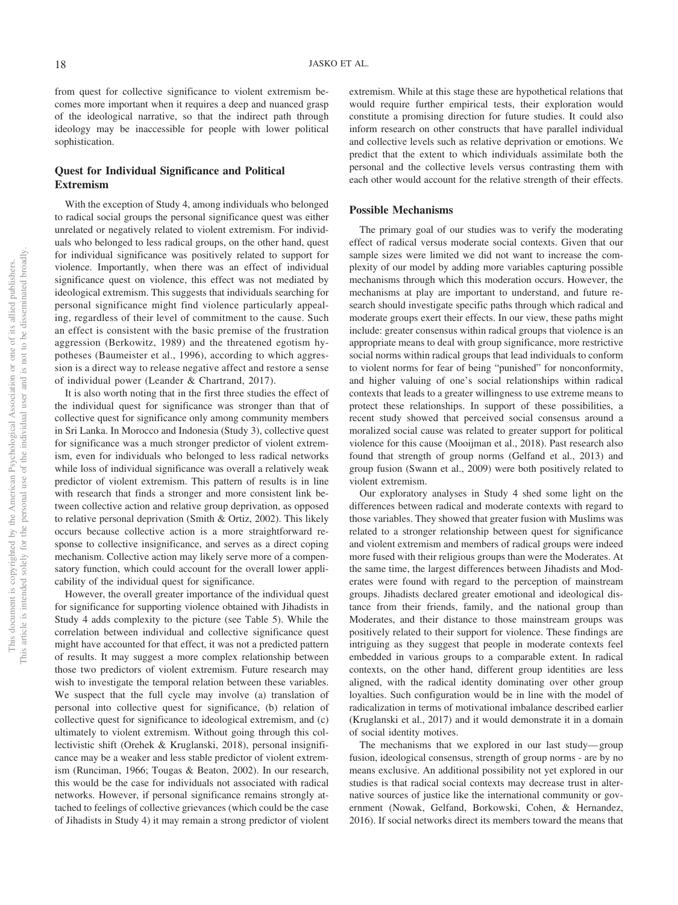from quest for collective significance to violent extremism becomes more important when it requires a deep and nuanced grasp of the ideological narrative, so that the indirect path through ideology may be inaccessible for people with lower political sophistication.

### Quest for Individual Significance and Political Extremism

With the exception of Study 4, among individuals who belonged to radical social groups the personal significance quest was either unrelated or negatively related to violent extremism. For individuals who belonged to less radical groups, on the other hand, quest for individual significance was positively related to support for violence. Importantly, when there was an effect of individual significance quest on violence, this effect was not mediated by ideological extremism. This suggests that individuals searching for personal significance might find violence particularly appealing, regardless of their level of commitment to the cause. Such an effect is consistent with the basic premise of the frustration aggression (Berkowitz, 1989) and the threatened egotism hypotheses (Baumeister et al., 1996), according to which aggression is a direct way to release negative affect and restore a sense of individual power (Leander & Chartrand, 2017).

It is also worth noting that in the first three studies the effect of the individual quest for significance was stronger than that of collective quest for significance only among community members in Sri Lanka. In Morocco and Indonesia (Study 3), collective quest for significance was a much stronger predictor of violent extremism, even for individuals who belonged to less radical networks while loss of individual significance was overall a relatively weak predictor of violent extremism. This pattern of results is in line with research that finds a stronger and more consistent link between collective action and relative group deprivation, as opposed to relative personal deprivation (Smith & Ortiz, 2002). This likely occurs because collective action is a more straightforward response to collective insignificance, and serves as a direct coping mechanism. Collective action may likely serve more of a compensatory function, which could account for the overall lower applicability of the individual quest for significance.

However, the overall greater importance of the individual quest for significance for supporting violence obtained with Jihadists in Study 4 adds complexity to the picture (see Table 5). While the correlation between individual and collective significance quest might have accounted for that effect, it was not a predicted pattern of results. It may suggest a more complex relationship between those two predictors of violent extremism. Future research may wish to investigate the temporal relation between these variables. We suspect that the full cycle may involve (a) translation of personal into collective quest for significance, (b) relation of collective quest for significance to ideological extremism, and (c) ultimately to violent extremism. Without going through this collectivistic shift (Orehek & Kruglanski, 2018), personal insignificance may be a weaker and less stable predictor of violent extremism (Runciman, 1966; Tougas & Beaton, 2002). In our research, this would be the case for individuals not associated with radical networks. However, if personal significance remains strongly attached to feelings of collective grievances (which could be the case of Jihadists in Study 4) it may remain a strong predictor of violent extremism. While at this stage these are hypothetical relations that would require further empirical tests, their exploration would constitute a promising direction for future studies. It could also inform research on other constructs that have parallel individual and collective levels such as relative deprivation or emotions. We predict that the extent to which individuals assimilate both the personal and the collective levels versus contrasting them with each other would account for the relative strength of their effects.

### Possible Mechanisms

The primary goal of our studies was to verify the moderating effect of radical versus moderate social contexts. Given that our sample sizes were limited we did not want to increase the complexity of our model by adding more variables capturing possible mechanisms through which this moderation occurs. However, the mechanisms at play are important to understand, and future research should investigate specific paths through which radical and moderate groups exert their effects. In our view, these paths might include: greater consensus within radical groups that violence is an appropriate means to deal with group significance, more restrictive social norms within radical groups that lead individuals to conform to violent norms for fear of being "punished" for nonconformity, and higher valuing of one's social relationships within radical contexts that leads to a greater willingness to use extreme means to protect these relationships. In support of these possibilities, a recent study showed that perceived social consensus around a moralized social cause was related to greater support for political violence for this cause (Mooijman et al., 2018). Past research also found that strength of group norms (Gelfand et al., 2013) and group fusion (Swann et al., 2009) were both positively related to violent extremism.

Our exploratory analyses in Study 4 shed some light on the differences between radical and moderate contexts with regard to those variables. They showed that greater fusion with Muslims was related to a stronger relationship between quest for significance and violent extremism and members of radical groups were indeed more fused with their religious groups than were the Moderates. At the same time, the largest differences between Jihadists and Moderates were found with regard to the perception of mainstream groups. Jihadists declared greater emotional and ideological distance from their friends, family, and the national group than Moderates, and their distance to those mainstream groups was positively related to their support for violence. These findings are intriguing as they suggest that people in moderate contexts feel embedded in various groups to a comparable extent. In radical contexts, on the other hand, different group identities are less aligned, with the radical identity dominating over other group loyalties. Such configuration would be in line with the model of radicalization in terms of motivational imbalance described earlier (Kruglanski et al., 2017) and it would demonstrate it in a domain of social identity motives.

The mechanisms that we explored in our last study—group fusion, ideological consensus, strength of group norms - are by no means exclusive. An additional possibility not yet explored in our studies is that radical social contexts may decrease trust in alternative sources of justice like the international community or government (Nowak, Gelfand, Borkowski, Cohen, & Hernandez, 2016). If social networks direct its members toward the means that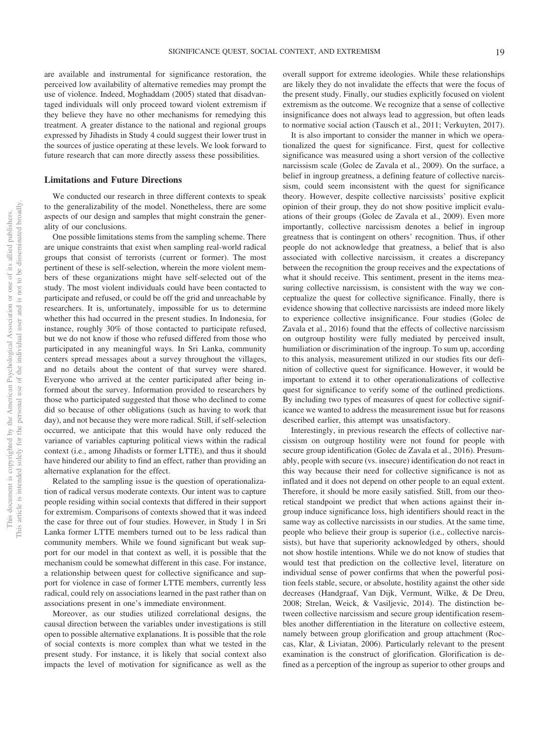are available and instrumental for significance restoration, the perceived low availability of alternative remedies may prompt the use of violence. Indeed, Moghaddam (2005) stated that disadvantaged individuals will only proceed toward violent extremism if they believe they have no other mechanisms for remedying this treatment. A greater distance to the national and regional groups expressed by Jihadists in Study 4 could suggest their lower trust in the sources of justice operating at these levels. We look forward to future research that can more directly assess these possibilities.

## Limitations and Future Directions

We conducted our research in three different contexts to speak to the generalizability of the model. Nonetheless, there are some aspects of our design and samples that might constrain the generality of our conclusions.

One possible limitations stems from the sampling scheme. There are unique constraints that exist when sampling real-world radical groups that consist of terrorists (current or former). The most pertinent of these is self-selection, wherein the more violent members of these organizations might have self-selected out of the study. The most violent individuals could have been contacted to participate and refused, or could be off the grid and unreachable by researchers. It is, unfortunately, impossible for us to determine whether this had occurred in the present studies. In Indonesia, for instance, roughly 30% of those contacted to participate refused, but we do not know if those who refused differed from those who participated in any meaningful ways. In Sri Lanka, community centers spread messages about a survey throughout the villages, and no details about the content of that survey were shared. Everyone who arrived at the center participated after being informed about the survey. Information provided to researchers by those who participated suggested that those who declined to come did so because of other obligations (such as having to work that day), and not because they were more radical. Still, if self-selection occurred, we anticipate that this would have only reduced the variance of variables capturing political views within the radical context (i.e., among Jihadists or former LTTE), and thus it should have hindered our ability to find an effect, rather than providing an alternative explanation for the effect.

Related to the sampling issue is the question of operationalization of radical versus moderate contexts. Our intent was to capture people residing within social contexts that differed in their support for extremism. Comparisons of contexts showed that it was indeed the case for three out of four studies. However, in Study 1 in Sri Lanka former LTTE members turned out to be less radical than community members. While we found significant but weak support for our model in that context as well, it is possible that the mechanism could be somewhat different in this case. For instance, a relationship between quest for collective significance and support for violence in case of former LTTE members, currently less radical, could rely on associations learned in the past rather than on associations present in one's immediate environment.

Moreover, as our studies utilized correlational designs, the causal direction between the variables under investigations is still open to possible alternative explanations. It is possible that the role of social contexts is more complex than what we tested in the present study. For instance, it is likely that social context also impacts the level of motivation for significance as well as the overall support for extreme ideologies. While these relationships are likely they do not invalidate the effects that were the focus of the present study. Finally, our studies explicitly focused on violent extremism as the outcome. We recognize that a sense of collective insignificance does not always lead to aggression, but often leads to normative social action (Tausch et al., 2011; Verkuyten, 2017).

It is also important to consider the manner in which we operationalized the quest for significance. First, quest for collective significance was measured using a short version of the collective narcissism scale (Golec de Zavala et al., 2009). On the surface, a belief in ingroup greatness, a defining feature of collective narcissism, could seem inconsistent with the quest for significance theory. However, despite collective narcissists' positive explicit opinion of their group, they do not show positive implicit evaluations of their groups (Golec de Zavala et al., 2009). Even more importantly, collective narcissism denotes a belief in ingroup greatness that is contingent on others' recognition. Thus, if other people do not acknowledge that greatness, a belief that is also associated with collective narcissism, it creates a discrepancy between the recognition the group receives and the expectations of what it should receive. This sentiment, present in the items measuring collective narcissism, is consistent with the way we conceptualize the quest for collective significance. Finally, there is evidence showing that collective narcissists are indeed more likely to experience collective insignificance. Four studies (Golec de Zavala et al., 2016) found that the effects of collective narcissism on outgroup hostility were fully mediated by perceived insult, humiliation or discrimination of the ingroup. To sum up, according to this analysis, measurement utilized in our studies fits our definition of collective quest for significance. However, it would be important to extend it to other operationalizations of collective quest for significance to verify some of the outlined predictions. By including two types of measures of quest for collective significance we wanted to address the measurement issue but for reasons described earlier, this attempt was unsatisfactory.

Interestingly, in previous research the effects of collective narcissism on outgroup hostility were not found for people with secure group identification (Golec de Zavala et al., 2016). Presumably, people with secure (vs. insecure) identification do not react in this way because their need for collective significance is not as inflated and it does not depend on other people to an equal extent. Therefore, it should be more easily satisfied. Still, from our theoretical standpoint we predict that when actions against their ingroup induce significance loss, high identifiers should react in the same way as collective narcissists in our studies. At the same time, people who believe their group is superior (i.e., collective narcissists), but have that superiority acknowledged by others, should not show hostile intentions. While we do not know of studies that would test that prediction on the collective level, literature on individual sense of power confirms that when the powerful position feels stable, secure, or absolute, hostility against the other side decreases (Handgraaf, Van Dijk, Vermunt, Wilke, & De Dreu, 2008; Strelan, Weick, & Vasiljevic, 2014). The distinction between collective narcissism and secure group identification resembles another differentiation in the literature on collective esteem, namely between group glorification and group attachment (Roccas, Klar, & Liviatan, 2006). Particularly relevant to the present examination is the construct of glorification. Glorification is defined as a perception of the ingroup as superior to other groups and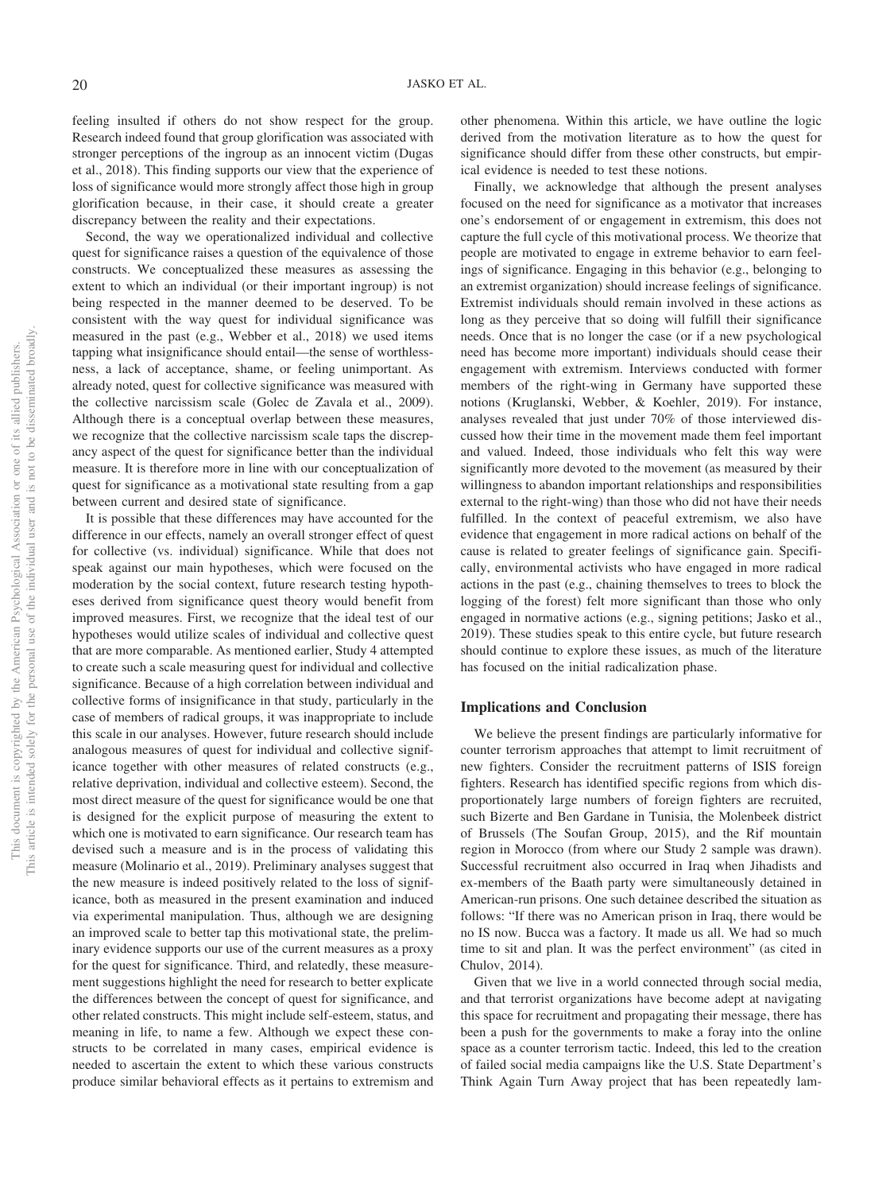feeling insulted if others do not show respect for the group. Research indeed found that group glorification was associated with stronger perceptions of the ingroup as an innocent victim (Dugas et al., 2018). This finding supports our view that the experience of loss of significance would more strongly affect those high in group glorification because, in their case, it should create a greater discrepancy between the reality and their expectations.

Second, the way we operationalized individual and collective quest for significance raises a question of the equivalence of those constructs. We conceptualized these measures as assessing the extent to which an individual (or their important ingroup) is not being respected in the manner deemed to be deserved. To be consistent with the way quest for individual significance was measured in the past (e.g., Webber et al., 2018) we used items tapping what insignificance should entail—the sense of worthlessness, a lack of acceptance, shame, or feeling unimportant. As already noted, quest for collective significance was measured with the collective narcissism scale (Golec de Zavala et al., 2009). Although there is a conceptual overlap between these measures, we recognize that the collective narcissism scale taps the discrepancy aspect of the quest for significance better than the individual measure. It is therefore more in line with our conceptualization of quest for significance as a motivational state resulting from a gap between current and desired state of significance.

It is possible that these differences may have accounted for the difference in our effects, namely an overall stronger effect of quest for collective (vs. individual) significance. While that does not speak against our main hypotheses, which were focused on the moderation by the social context, future research testing hypotheses derived from significance quest theory would benefit from improved measures. First, we recognize that the ideal test of our hypotheses would utilize scales of individual and collective quest that are more comparable. As mentioned earlier, Study 4 attempted to create such a scale measuring quest for individual and collective significance. Because of a high correlation between individual and collective forms of insignificance in that study, particularly in the case of members of radical groups, it was inappropriate to include this scale in our analyses. However, future research should include analogous measures of quest for individual and collective significance together with other measures of related constructs (e.g., relative deprivation, individual and collective esteem). Second, the most direct measure of the quest for significance would be one that is designed for the explicit purpose of measuring the extent to which one is motivated to earn significance. Our research team has devised such a measure and is in the process of validating this measure (Molinario et al., 2019). Preliminary analyses suggest that the new measure is indeed positively related to the loss of significance, both as measured in the present examination and induced via experimental manipulation. Thus, although we are designing an improved scale to better tap this motivational state, the preliminary evidence supports our use of the current measures as a proxy for the quest for significance. Third, and relatedly, these measurement suggestions highlight the need for research to better explicate the differences between the concept of quest for significance, and other related constructs. This might include self-esteem, status, and meaning in life, to name a few. Although we expect these constructs to be correlated in many cases, empirical evidence is needed to ascertain the extent to which these various constructs produce similar behavioral effects as it pertains to extremism and other phenomena. Within this article, we have outline the logic derived from the motivation literature as to how the quest for significance should differ from these other constructs, but empirical evidence is needed to test these notions.

Finally, we acknowledge that although the present analyses focused on the need for significance as a motivator that increases one's endorsement of or engagement in extremism, this does not capture the full cycle of this motivational process. We theorize that people are motivated to engage in extreme behavior to earn feelings of significance. Engaging in this behavior (e.g., belonging to an extremist organization) should increase feelings of significance. Extremist individuals should remain involved in these actions as long as they perceive that so doing will fulfill their significance needs. Once that is no longer the case (or if a new psychological need has become more important) individuals should cease their engagement with extremism. Interviews conducted with former members of the right-wing in Germany have supported these notions (Kruglanski, Webber, & Koehler, 2019). For instance, analyses revealed that just under 70% of those interviewed discussed how their time in the movement made them feel important and valued. Indeed, those individuals who felt this way were significantly more devoted to the movement (as measured by their willingness to abandon important relationships and responsibilities external to the right-wing) than those who did not have their needs fulfilled. In the context of peaceful extremism, we also have evidence that engagement in more radical actions on behalf of the cause is related to greater feelings of significance gain. Specifically, environmental activists who have engaged in more radical actions in the past (e.g., chaining themselves to trees to block the logging of the forest) felt more significant than those who only engaged in normative actions (e.g., signing petitions; Jasko et al., 2019). These studies speak to this entire cycle, but future research should continue to explore these issues, as much of the literature has focused on the initial radicalization phase.

## Implications and Conclusion

We believe the present findings are particularly informative for counter terrorism approaches that attempt to limit recruitment of new fighters. Consider the recruitment patterns of ISIS foreign fighters. Research has identified specific regions from which disproportionately large numbers of foreign fighters are recruited, such Bizerte and Ben Gardane in Tunisia, the Molenbeek district of Brussels (The Soufan Group, 2015), and the Rif mountain region in Morocco (from where our Study 2 sample was drawn). Successful recruitment also occurred in Iraq when Jihadists and ex-members of the Baath party were simultaneously detained in American-run prisons. One such detainee described the situation as follows: "If there was no American prison in Iraq, there would be no IS now. Bucca was a factory. It made us all. We had so much time to sit and plan. It was the perfect environment" (as cited in Chulov, 2014).

Given that we live in a world connected through social media, and that terrorist organizations have become adept at navigating this space for recruitment and propagating their message, there has been a push for the governments to make a foray into the online space as a counter terrorism tactic. Indeed, this led to the creation of failed social media campaigns like the U.S. State Department's Think Again Turn Away project that has been repeatedly lam-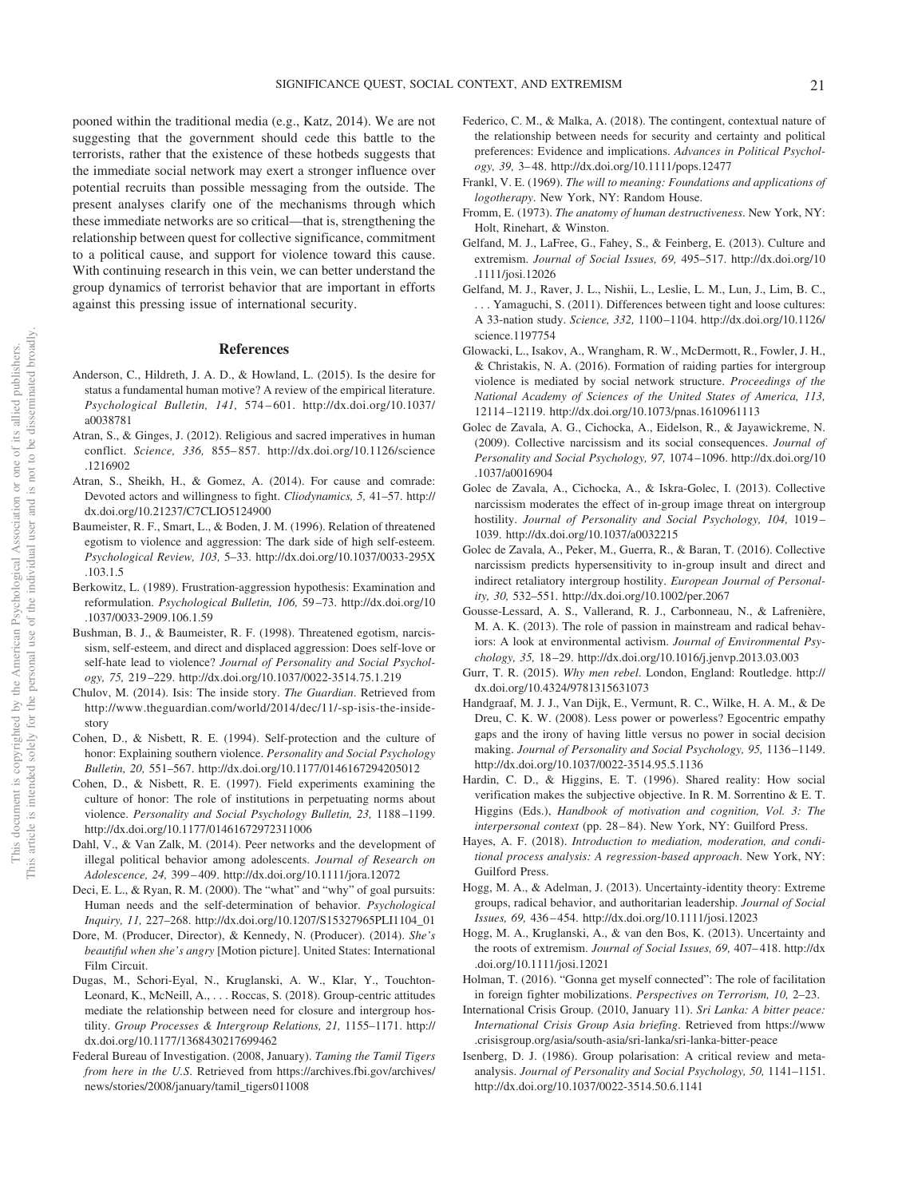pooned within the traditional media (e.g., Katz, 2014). We are not suggesting that the government should cede this battle to the terrorists, rather that the existence of these hotbeds suggests that the immediate social network may exert a stronger influence over potential recruits than possible messaging from the outside. The present analyses clarify one of the mechanisms through which these immediate networks are so critical—that is, strengthening the relationship between quest for collective significance, commitment to a political cause, and support for violence toward this cause. With continuing research in this vein, we can better understand the group dynamics of terrorist behavior that are important in efforts against this pressing issue of international security.

## References

Anderson, C., Hildreth, J. A. D., & Howland, L. (2015). Is the desire for status a fundamental human motive? A review of the empirical literature. *Psychological Bulletin, 141,* 574–601. http://dx.doi.org/10.1037/a0038781

Atran, S., & Ginges, J. (2012). Religious and sacred imperatives in human conflict. *Science, 336,* 855–857. http://dx.doi.org/10.1126/science.1216902

Atran, S., Sheikh, H., & Gomez, A. (2014). For cause and comrade: Devoted actors and willingness to fight. *Cliodynamics, 5,* 41–57. http://dx.doi.org/10.21237/C7CLIO5124900

Baumeister, R. F., Smart, L., & Boden, J. M. (1996). Relation of threatened egotism to violence and aggression: The dark side of high self-esteem. *Psychological Review, 103,* 5–33. http://dx.doi.org/10.1037/0033-295X.103.1.5

Berkowitz, L. (1989). Frustration-aggression hypothesis: Examination and reformulation. *Psychological Bulletin, 106,* 59–73. http://dx.doi.org/10.1037/0033-2909.106.1.59

Bushman, B. J., & Baumeister, R. F. (1998). Threatened egotism, narcissism, self-esteem, and direct and displaced aggression: Does self-love or self-hate lead to violence? *Journal of Personality and Social Psychology, 75,* 219–229. http://dx.doi.org/10.1037/0022-3514.75.1.219

Chulov, M. (2014). Isis: The inside story. *The Guardian*. Retrieved from http://www.theguardian.com/world/2014/dec/11/-sp-isis-the-inside-story

Cohen, D., & Nisbett, R. E. (1994). Self-protection and the culture of honor: Explaining southern violence. *Personality and Social Psychology Bulletin, 20,* 551–567. http://dx.doi.org/10.1177/0146167294205012

Cohen, D., & Nisbett, R. E. (1997). Field experiments examining the culture of honor: The role of institutions in perpetuating norms about violence. *Personality and Social Psychology Bulletin, 23,* 1188–1199. http://dx.doi.org/10.1177/01461672972311006

Dahl, V., & Van Zalk, M. (2014). Peer networks and the development of illegal political behavior among adolescents. *Journal of Research on Adolescence, 24,* 399–409. http://dx.doi.org/10.1111/jora.12072

Deci, E. L., & Ryan, R. M. (2000). The "what" and "why" of goal pursuits: Human needs and the self-determination of behavior. *Psychological Inquiry, 11,* 227–268. http://dx.doi.org/10.1207/S15327965PLI1104_01

Dore, M. (Producer, Director), & Kennedy, N. (Producer). (2014). *She's beautiful when she's angry* [Motion picture]. United States: International Film Circuit.

Dugas, M., Schori-Eyal, N., Kruglanski, A. W., Klar, Y., Touchton-Leonard, K., McNeill, A., . . . Roccas, S. (2018). Group-centric attitudes mediate the relationship between need for closure and intergroup hostility. *Group Processes & Intergroup Relations, 21,* 1155–1171. http://dx.doi.org/10.1177/1368430217699462

Federal Bureau of Investigation. (2008, January). *Taming the Tamil Tigers from here in the U.S.* Retrieved from https://archives.fbi.gov/archives/news/stories/2008/january/tamil_tigers011008

Federico, C. M., & Malka, A. (2018). The contingent, contextual nature of the relationship between needs for security and certainty and political preferences: Evidence and implications. *Advances in Political Psychology, 39,* 3–48. http://dx.doi.org/10.1111/pops.12477

Frankl, V. E. (1969). *The will to meaning: Foundations and applications of logotherapy*. New York, NY: Random House.

Fromm, E. (1973). *The anatomy of human destructiveness*. New York, NY: Holt, Rinehart, & Winston.

Gelfand, M. J., LaFree, G., Fahey, S., & Feinberg, E. (2013). Culture and extremism. *Journal of Social Issues, 69,* 495–517. http://dx.doi.org/10.1111/josi.12026

Gelfand, M. J., Raver, J. L., Nishii, L., Leslie, L. M., Lun, J., Lim, B. C., . . . Yamaguchi, S. (2011). Differences between tight and loose cultures: A 33-nation study. *Science, 332,* 1100–1104. http://dx.doi.org/10.1126/science.1197754

Glowacki, L., Isakov, A., Wrangham, R. W., McDermott, R., Fowler, J. H., & Christakis, N. A. (2016). Formation of raiding parties for intergroup violence is mediated by social network structure. *Proceedings of the National Academy of Sciences of the United States of America, 113,* 12114–12119. http://dx.doi.org/10.1073/pnas.1610961113

Golec de Zavala, A. G., Cichocka, A., Eidelson, R., & Jayawickreme, N. (2009). Collective narcissism and its social consequences. *Journal of Personality and Social Psychology, 97,* 1074–1096. http://dx.doi.org/10.1037/a0016904

Golec de Zavala, A., Cichocka, A., & Iskra-Golec, I. (2013). Collective narcissism moderates the effect of in-group image threat on intergroup hostility. *Journal of Personality and Social Psychology, 104,* 1019–1039. http://dx.doi.org/10.1037/a0032215

Golec de Zavala, A., Peker, M., Guerra, R., & Baran, T. (2016). Collective narcissism predicts hypersensitivity to in-group insult and direct and indirect retaliatory intergroup hostility. *European Journal of Personality, 30,* 532–551. http://dx.doi.org/10.1002/per.2067

Gousse-Lessard, A. S., Vallerand, R. J., Carbonneau, N., & Lafrenière, M. A. K. (2013). The role of passion in mainstream and radical behaviors: A look at environmental activism. *Journal of Environmental Psychology, 35,* 18–29. http://dx.doi.org/10.1016/j.jenvp.2013.03.003

Gurr, T. R. (2015). *Why men rebel*. London, England: Routledge. http://dx.doi.org/10.4324/9781315631073

Handgraaf, M. J. J., Van Dijk, E., Vermunt, R. C., Wilke, H. A. M., & De Dreu, C. K. W. (2008). Less power or powerless? Egocentric empathy gaps and the irony of having little versus no power in social decision making. *Journal of Personality and Social Psychology, 95,* 1136–1149. http://dx.doi.org/10.1037/0022-3514.95.5.1136

Hardin, C. D., & Higgins, E. T. (1996). Shared reality: How social verification makes the subjective objective. In R. M. Sorrentino & E. T. Higgins (Eds.), *Handbook of motivation and cognition, Vol. 3: The interpersonal context* (pp. 28–84). New York, NY: Guilford Press.

Hayes, A. F. (2018). *Introduction to mediation, moderation, and conditional process analysis: A regression-based approach*. New York, NY: Guilford Press.

Hogg, M. A., & Adelman, J. (2013). Uncertainty-identity theory: Extreme groups, radical behavior, and authoritarian leadership. *Journal of Social Issues, 69,* 436–454. http://dx.doi.org/10.1111/josi.12023

Hogg, M. A., Kruglanski, A., & van den Bos, K. (2013). Uncertainty and the roots of extremism. *Journal of Social Issues, 69,* 407–418. http://dx.doi.org/10.1111/josi.12021

Holman, T. (2016). "Gonna get myself connected": The role of facilitation in foreign fighter mobilizations. *Perspectives on Terrorism, 10,* 2–23.

International Crisis Group. (2010, January 11). *Sri Lanka: A bitter peace: International Crisis Group Asia briefing*. Retrieved from https://www.crisisgroup.org/asia/south-asia/sri-lanka/sri-lanka-bitter-peace

Isenberg, D. J. (1986). Group polarisation: A critical review and meta-analysis. *Journal of Personality and Social Psychology, 50,* 1141–1151. http://dx.doi.org/10.1037/0022-3514.50.6.1141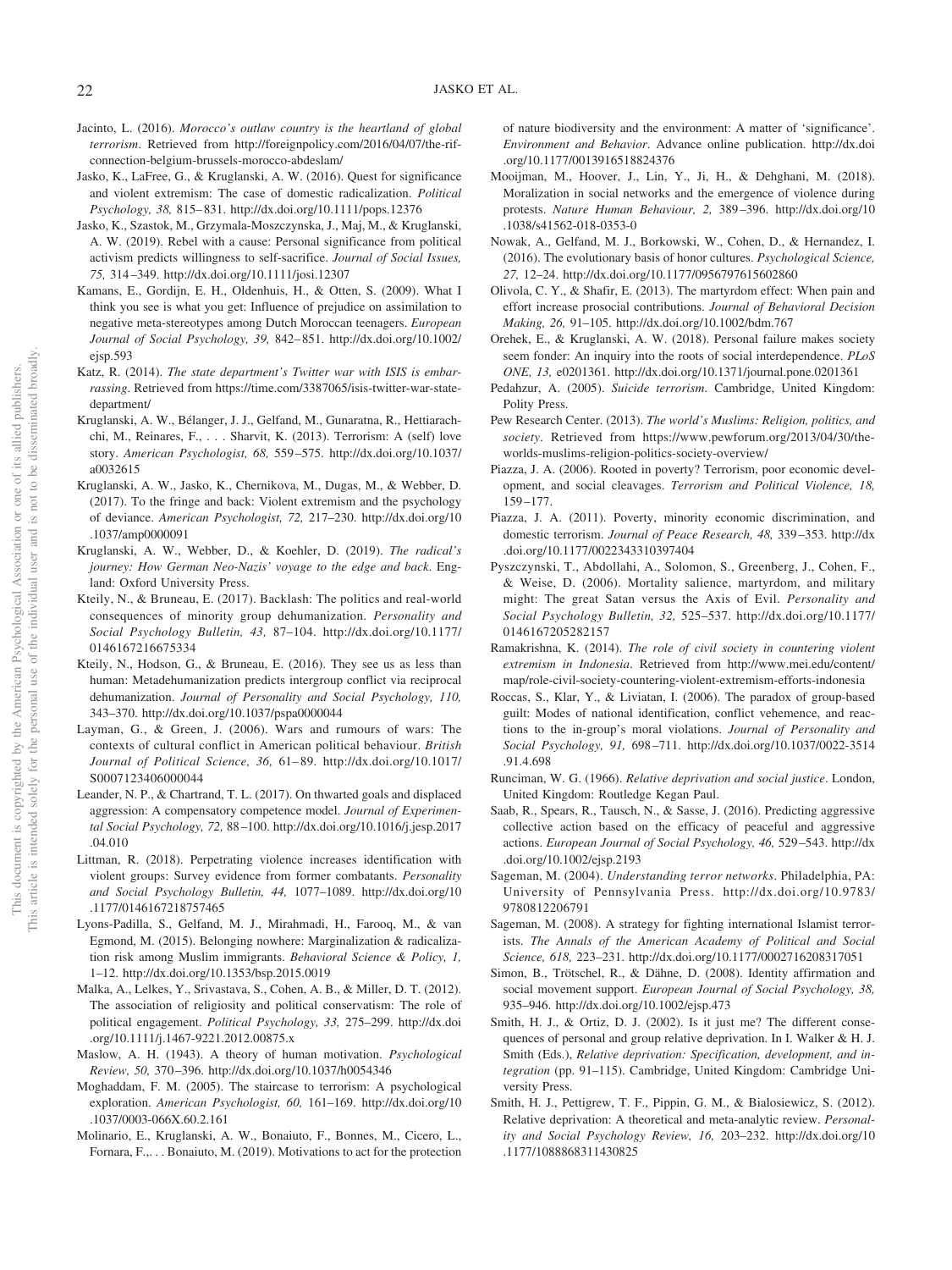Jacinto, L. (2016). *Morocco's outlaw country is the heartland of global terrorism*. Retrieved from http://foreignpolicy.com/2016/04/07/the-rif-connection-belgium-brussels-morocco-abdeslam/

Jasko, K., LaFree, G., & Kruglanski, A. W. (2016). Quest for significance and violent extremism: The case of domestic radicalization. *Political Psychology, 38,* 815–831. http://dx.doi.org/10.1111/pops.12376

Jasko, K., Szastok, M., Grzymala-Moszczynska, J., Maj, M., & Kruglanski, A. W. (2019). Rebel with a cause: Personal significance from political activism predicts willingness to self-sacrifice. *Journal of Social Issues, 75,* 314–349. http://dx.doi.org/10.1111/josi.12307

Kamans, E., Gordijn, E. H., Oldenhuis, H., & Otten, S. (2009). What I think you see is what you get: Influence of prejudice on assimilation to negative meta-stereotypes among Dutch Moroccan teenagers. *European Journal of Social Psychology, 39,* 842–851. http://dx.doi.org/10.1002/ejsp.593

Katz, R. (2014). *The state department's Twitter war with ISIS is embarrassing*. Retrieved from https://time.com/3387065/isis-twitter-war-state-department/

Kruglanski, A. W., Bélanger, J. J., Gelfand, M., Gunaratna, R., Hettiarachchi, M., Reinares, F., . . . Sharvit, K. (2013). Terrorism: A (self) love story. *American Psychologist, 68,* 559–575. http://dx.doi.org/10.1037/a0032615

Kruglanski, A. W., Jasko, K., Chernikova, M., Dugas, M., & Webber, D. (2017). To the fringe and back: Violent extremism and the psychology of deviance. *American Psychologist, 72,* 217–230. http://dx.doi.org/10.1037/amp0000091

Kruglanski, A. W., Webber, D., & Koehler, D. (2019). *The radical's journey: How German Neo-Nazis' voyage to the edge and back*. England: Oxford University Press.

Kteily, N., & Bruneau, E. (2017). Backlash: The politics and real-world consequences of minority group dehumanization. *Personality and Social Psychology Bulletin, 43,* 87–104. http://dx.doi.org/10.1177/0146167216675334

Kteily, N., Hodson, G., & Bruneau, E. (2016). They see us as less than human: Metadehumanization predicts intergroup conflict via reciprocal dehumanization. *Journal of Personality and Social Psychology, 110,* 343–370. http://dx.doi.org/10.1037/pspa0000044

Layman, G., & Green, J. (2006). Wars and rumours of wars: The contexts of cultural conflict in American political behaviour. *British Journal of Political Science, 36,* 61–89. http://dx.doi.org/10.1017/S0007123406000044

Leander, N. P., & Chartrand, T. L. (2017). On thwarted goals and displaced aggression: A compensatory competence model. *Journal of Experimental Social Psychology, 72,* 88–100. http://dx.doi.org/10.1016/j.jesp.2017.04.010

Littman, R. (2018). Perpetrating violence increases identification with violent groups: Survey evidence from former combatants. *Personality and Social Psychology Bulletin, 44,* 1077–1089. http://dx.doi.org/10.1177/0146167218757465

Lyons-Padilla, S., Gelfand, M. J., Mirahmadi, H., Farooq, M., & van Egmond, M. (2015). Belonging nowhere: Marginalization & radicalization risk among Muslim immigrants. *Behavioral Science & Policy, 1,* 1–12. http://dx.doi.org/10.1353/bsp.2015.0019

Malka, A., Lelkes, Y., Srivastava, S., Cohen, A. B., & Miller, D. T. (2012). The association of religiosity and political conservatism: The role of political engagement. *Political Psychology, 33,* 275–299. http://dx.doi.org/10.1111/j.1467-9221.2012.00875.x

Maslow, A. H. (1943). A theory of human motivation. *Psychological Review, 50,* 370–396. http://dx.doi.org/10.1037/h0054346

Moghaddam, F. M. (2005). The staircase to terrorism: A psychological exploration. *American Psychologist, 60,* 161–169. http://dx.doi.org/10.1037/0003-066X.60.2.161

Molinario, E., Kruglanski, A. W., Bonaiuto, F., Bonnes, M., Cicero, L., Fornara, F.,. . . Bonaiuto, M. (2019). Motivations to act for the protection of nature biodiversity and the environment: A matter of 'significance'. *Environment and Behavior*. Advance online publication. http://dx.doi.org/10.1177/0013916518824376

Mooijman, M., Hoover, J., Lin, Y., Ji, H., & Dehghani, M. (2018). Moralization in social networks and the emergence of violence during protests. *Nature Human Behaviour, 2,* 389–396. http://dx.doi.org/10.1038/s41562-018-0353-0

Nowak, A., Gelfand, M. J., Borkowski, W., Cohen, D., & Hernandez, I. (2016). The evolutionary basis of honor cultures. *Psychological Science, 27,* 12–24. http://dx.doi.org/10.1177/0956797615602860

Olivola, C. Y., & Shafir, E. (2013). The martyrdom effect: When pain and effort increase prosocial contributions. *Journal of Behavioral Decision Making, 26,* 91–105. http://dx.doi.org/10.1002/bdm.767

Orehek, E., & Kruglanski, A. W. (2018). Personal failure makes society seem fonder: An inquiry into the roots of social interdependence. *PLoS ONE, 13,* e0201361. http://dx.doi.org/10.1371/journal.pone.0201361

Pedahzur, A. (2005). *Suicide terrorism*. Cambridge, United Kingdom: Polity Press.

Pew Research Center. (2013). *The world's Muslims: Religion, politics, and society*. Retrieved from https://www.pewforum.org/2013/04/30/the-worlds-muslims-religion-politics-society-overview/

Piazza, J. A. (2006). Rooted in poverty? Terrorism, poor economic development, and social cleavages. *Terrorism and Political Violence, 18,* 159–177.

Piazza, J. A. (2011). Poverty, minority economic discrimination, and domestic terrorism. *Journal of Peace Research, 48,* 339–353. http://dx.doi.org/10.1177/0022343310397404

Pyszczynski, T., Abdollahi, A., Solomon, S., Greenberg, J., Cohen, F., & Weise, D. (2006). Mortality salience, martyrdom, and military might: The great Satan versus the Axis of Evil. *Personality and Social Psychology Bulletin, 32,* 525–537. http://dx.doi.org/10.1177/0146167205282157

Ramakrishna, K. (2014). *The role of civil society in countering violent extremism in Indonesia*. Retrieved from http://www.mei.edu/content/map/role-civil-society-countering-violent-extremism-efforts-indonesia

Roccas, S., Klar, Y., & Liviatan, I. (2006). The paradox of group-based guilt: Modes of national identification, conflict vehemence, and reactions to the in-group's moral violations. *Journal of Personality and Social Psychology, 91,* 698–711. http://dx.doi.org/10.1037/0022-3514.91.4.698

Runciman, W. G. (1966). *Relative deprivation and social justice*. London, United Kingdom: Routledge Kegan Paul.

Saab, R., Spears, R., Tausch, N., & Sasse, J. (2016). Predicting aggressive collective action based on the efficacy of peaceful and aggressive actions. *European Journal of Social Psychology, 46,* 529–543. http://dx.doi.org/10.1002/ejsp.2193

Sageman, M. (2004). *Understanding terror networks*. Philadelphia, PA: University of Pennsylvania Press. http://dx.doi.org/10.9783/9780812206791

Sageman, M. (2008). A strategy for fighting international Islamist terrorists. *The Annals of the American Academy of Political and Social Science, 618,* 223–231. http://dx.doi.org/10.1177/0002716208317051

Simon, B., Trötschel, R., & Dähne, D. (2008). Identity affirmation and social movement support. *European Journal of Social Psychology, 38,* 935–946. http://dx.doi.org/10.1002/ejsp.473

Smith, H. J., & Ortiz, D. J. (2002). Is it just me? The different consequences of personal and group relative deprivation. In I. Walker & H. J. Smith (Eds.), *Relative deprivation: Specification, development, and integration* (pp. 91–115). Cambridge, United Kingdom: Cambridge University Press.

Smith, H. J., Pettigrew, T. F., Pippin, G. M., & Bialosiewicz, S. (2012). Relative deprivation: A theoretical and meta-analytic review. *Personality and Social Psychology Review, 16,* 203–232. http://dx.doi.org/10.1177/1088868311430825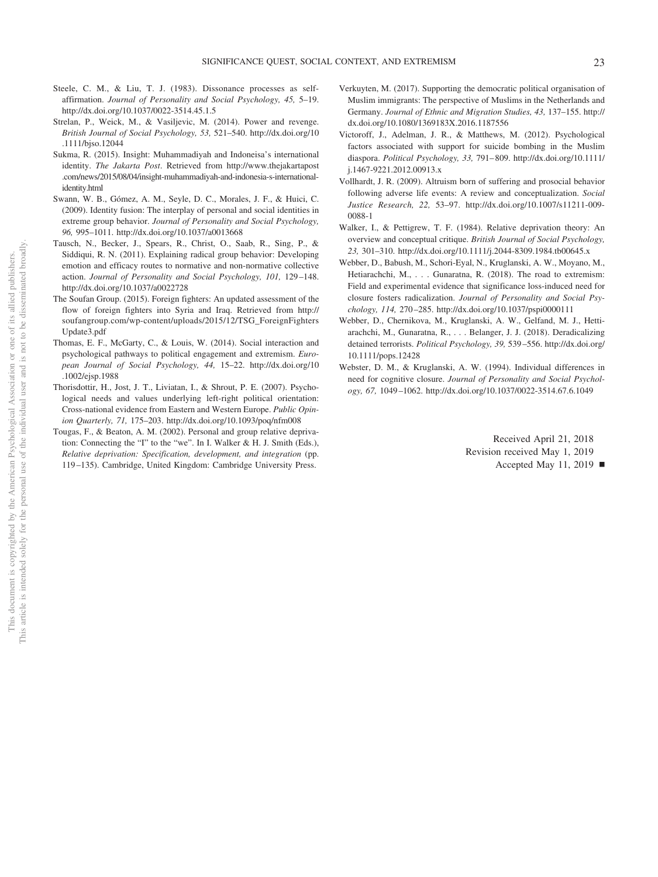Steele, C. M., & Liu, T. J. (1983). Dissonance processes as self-affirmation. *Journal of Personality and Social Psychology, 45,* 5–19. http://dx.doi.org/10.1037/0022-3514.45.1.5

Strelan, P., Weick, M., & Vasiljevic, M. (2014). Power and revenge. *British Journal of Social Psychology, 53,* 521–540. http://dx.doi.org/10.1111/bjso.12044

Sukma, R. (2015). Insight: Muhammadiyah and Indoneisa's international identity. *The Jakarta Post*. Retrieved from http://www.thejakartapost.com/news/2015/08/04/insight-muhammadiyah-and-indonesia-s-international-identity.html

Swann, W. B., Gómez, A. M., Seyle, D. C., Morales, J. F., & Huici, C. (2009). Identity fusion: The interplay of personal and social identities in extreme group behavior. *Journal of Personality and Social Psychology, 96,* 995–1011. http://dx.doi.org/10.1037/a0013668

Tausch, N., Becker, J., Spears, R., Christ, O., Saab, R., Sing, P., & Siddiqui, R. N. (2011). Explaining radical group behavior: Developing emotion and efficacy routes to normative and non-normative collective action. *Journal of Personality and Social Psychology, 101,* 129–148. http://dx.doi.org/10.1037/a0022728

The Soufan Group. (2015). Foreign fighters: An updated assessment of the flow of foreign fighters into Syria and Iraq. Retrieved from http://soufangroup.com/wp-content/uploads/2015/12/TSG_ForeignFightersUpdate3.pdf

Thomas, E. F., McGarty, C., & Louis, W. (2014). Social interaction and psychological pathways to political engagement and extremism. *European Journal of Social Psychology, 44,* 15–22. http://dx.doi.org/10.1002/ejsp.1988

Thorisdottir, H., Jost, J. T., Liviatan, I., & Shrout, P. E. (2007). Psychological needs and values underlying left-right political orientation: Cross-national evidence from Eastern and Western Europe. *Public Opinion Quarterly, 71,* 175–203. http://dx.doi.org/10.1093/poq/nfm008

Tougas, F., & Beaton, A. M. (2002). Personal and group relative deprivation: Connecting the "I" to the "we". In I. Walker & H. J. Smith (Eds.), *Relative deprivation: Specification, development, and integration* (pp. 119–135). Cambridge, United Kingdom: Cambridge University Press.

Verkuyten, M. (2017). Supporting the democratic political organisation of Muslim immigrants: The perspective of Muslims in the Netherlands and Germany. *Journal of Ethnic and Migration Studies, 43,* 137–155. http://dx.doi.org/10.1080/1369183X.2016.1187556

Victoroff, J., Adelman, J. R., & Matthews, M. (2012). Psychological factors associated with support for suicide bombing in the Muslim diaspora. *Political Psychology, 33,* 791–809. http://dx.doi.org/10.1111/j.1467-9221.2012.00913.x

Vollhardt, J. R. (2009). Altruism born of suffering and prosocial behavior following adverse life events: A review and conceptualization. *Social Justice Research, 22,* 53–97. http://dx.doi.org/10.1007/s11211-009-0088-1

Walker, I., & Pettigrew, T. F. (1984). Relative deprivation theory: An overview and conceptual critique. *British Journal of Social Psychology, 23,* 301–310. http://dx.doi.org/10.1111/j.2044-8309.1984.tb00645.x

Webber, D., Babush, M., Schori-Eyal, N., Kruglanski, A. W., Moyano, M., Hetiarachchi, M., . . . Gunaratna, R. (2018). The road to extremism: Field and experimental evidence that significance loss-induced need for closure fosters radicalization. *Journal of Personality and Social Psychology, 114,* 270–285. http://dx.doi.org/10.1037/pspi0000111

Webber, D., Chernikova, M., Kruglanski, A. W., Gelfand, M. J., Hettiarachchi, M., Gunaratna, R., . . . Belanger, J. J. (2018). Deradicalizing detained terrorists. *Political Psychology, 39,* 539–556. http://dx.doi.org/10.1111/pops.12428

Webster, D. M., & Kruglanski, A. W. (1994). Individual differences in need for cognitive closure. *Journal of Personality and Social Psychology, 67,* 1049–1062. http://dx.doi.org/10.1037/0022-3514.67.6.1049

Received April 21, 2018
Revision received May 1, 2019
Accepted May 11, 2019 ■